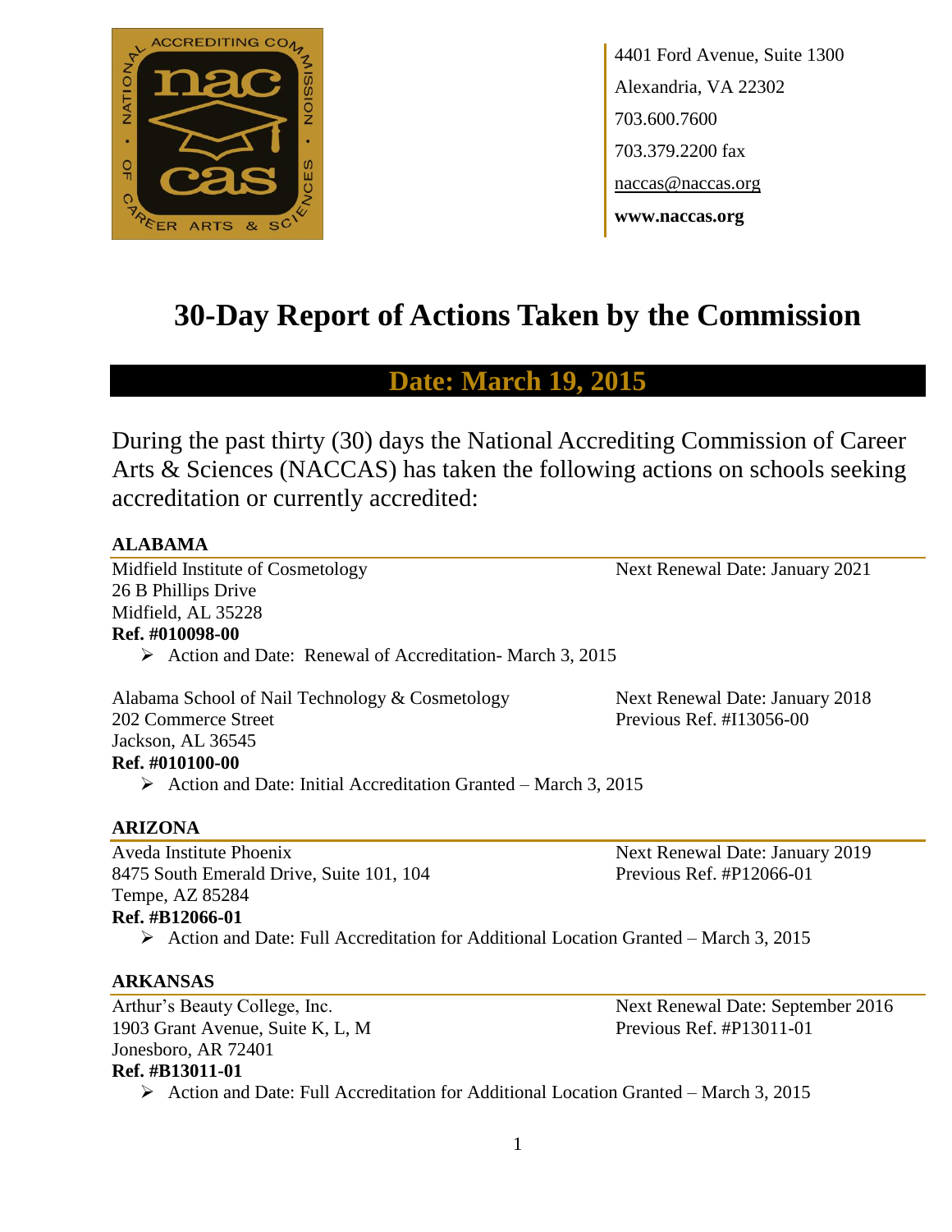4401 Ford Avenue, Suite 1300
Alexandria, VA 22302
703.600.7600
703.379.2200 fax
naccas@naccas.org
**www.naccas.org**

# 30-Day Report of Actions Taken by the Commission

## Date: March 19, 2015

During the past thirty (30) days the National Accrediting Commission of Career Arts & Sciences (NACCAS) has taken the following actions on schools seeking accreditation or currently accredited:

### ALABAMA

Midfield Institute of Cosmetology
26 B Phillips Drive
Midfield, AL 35228
Next Renewal Date: January 2021
**Ref. #010098-00**

- Action and Date: Renewal of Accreditation- March 3, 2015

Alabama School of Nail Technology & Cosmetology
202 Commerce Street
Jackson, AL 36545
Next Renewal Date: January 2018
Previous Ref. #I13056-00
**Ref. #010100-00**

- Action and Date: Initial Accreditation Granted – March 3, 2015

### ARIZONA

Aveda Institute Phoenix
8475 South Emerald Drive, Suite 101, 104
Tempe, AZ 85284
Next Renewal Date: January 2019
Previous Ref. #P12066-01
**Ref. #B12066-01**

- Action and Date: Full Accreditation for Additional Location Granted – March 3, 2015

### ARKANSAS

Arthur's Beauty College, Inc.
1903 Grant Avenue, Suite K, L, M
Jonesboro, AR 72401
Next Renewal Date: September 2016
Previous Ref. #P13011-01
**Ref. #B13011-01**

- Action and Date: Full Accreditation for Additional Location Granted – March 3, 2015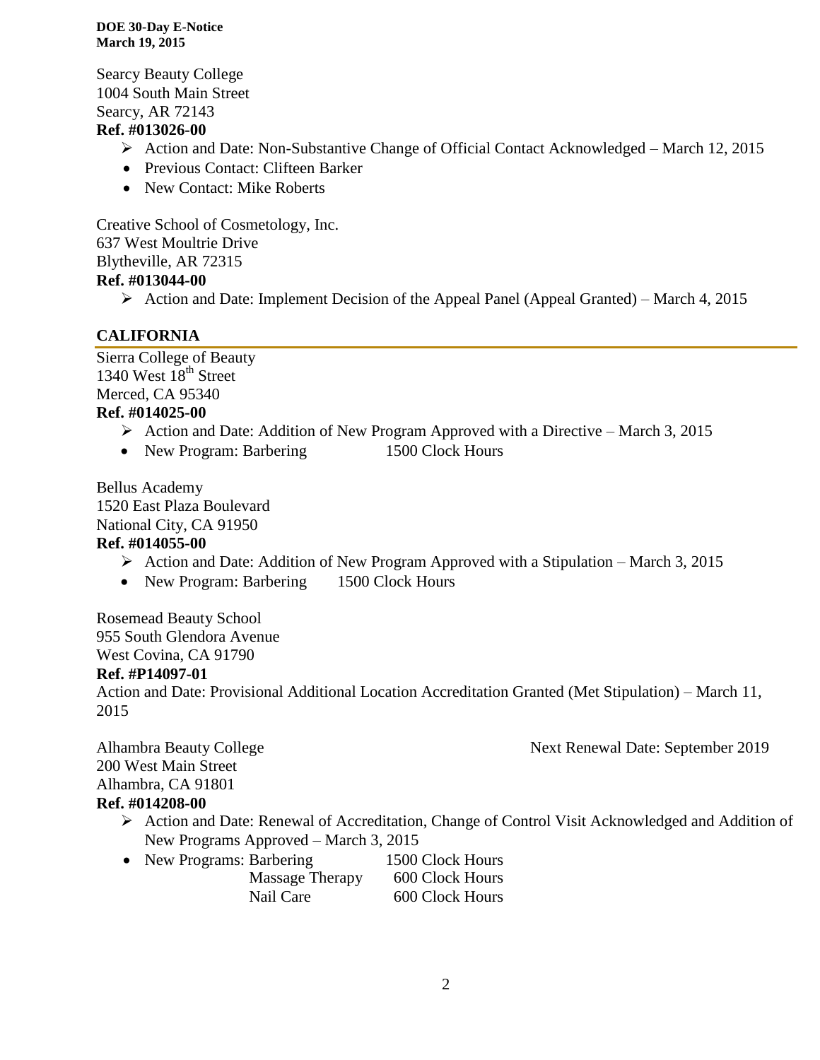Searcy Beauty College
1004 South Main Street
Searcy, AR 72143
**Ref. #013026-00**

- Action and Date: Non-Substantive Change of Official Contact Acknowledged – March 12, 2015
- Previous Contact: Clifteen Barker
- New Contact: Mike Roberts

Creative School of Cosmetology, Inc.
637 West Moultrie Drive
Blytheville, AR 72315
**Ref. #013044-00**

- Action and Date: Implement Decision of the Appeal Panel (Appeal Granted) – March 4, 2015

## CALIFORNIA

Sierra College of Beauty
1340 West 18th Street
Merced, CA 95340
**Ref. #014025-00**

- Action and Date: Addition of New Program Approved with a Directive – March 3, 2015
- New Program: Barbering 1500 Clock Hours

Bellus Academy
1520 East Plaza Boulevard
National City, CA 91950
**Ref. #014055-00**

- Action and Date: Addition of New Program Approved with a Stipulation – March 3, 2015
- New Program: Barbering 1500 Clock Hours

Rosemead Beauty School
955 South Glendora Avenue
West Covina, CA 91790
**Ref. #P14097-01**
Action and Date: Provisional Additional Location Accreditation Granted (Met Stipulation) – March 11, 2015

Alhambra Beauty College — Next Renewal Date: September 2019
200 West Main Street
Alhambra, CA 91801
**Ref. #014208-00**

- Action and Date: Renewal of Accreditation, Change of Control Visit Acknowledged and Addition of New Programs Approved – March 3, 2015
- New Programs: Barbering 1500 Clock Hours
  Massage Therapy 600 Clock Hours
  Nail Care 600 Clock Hours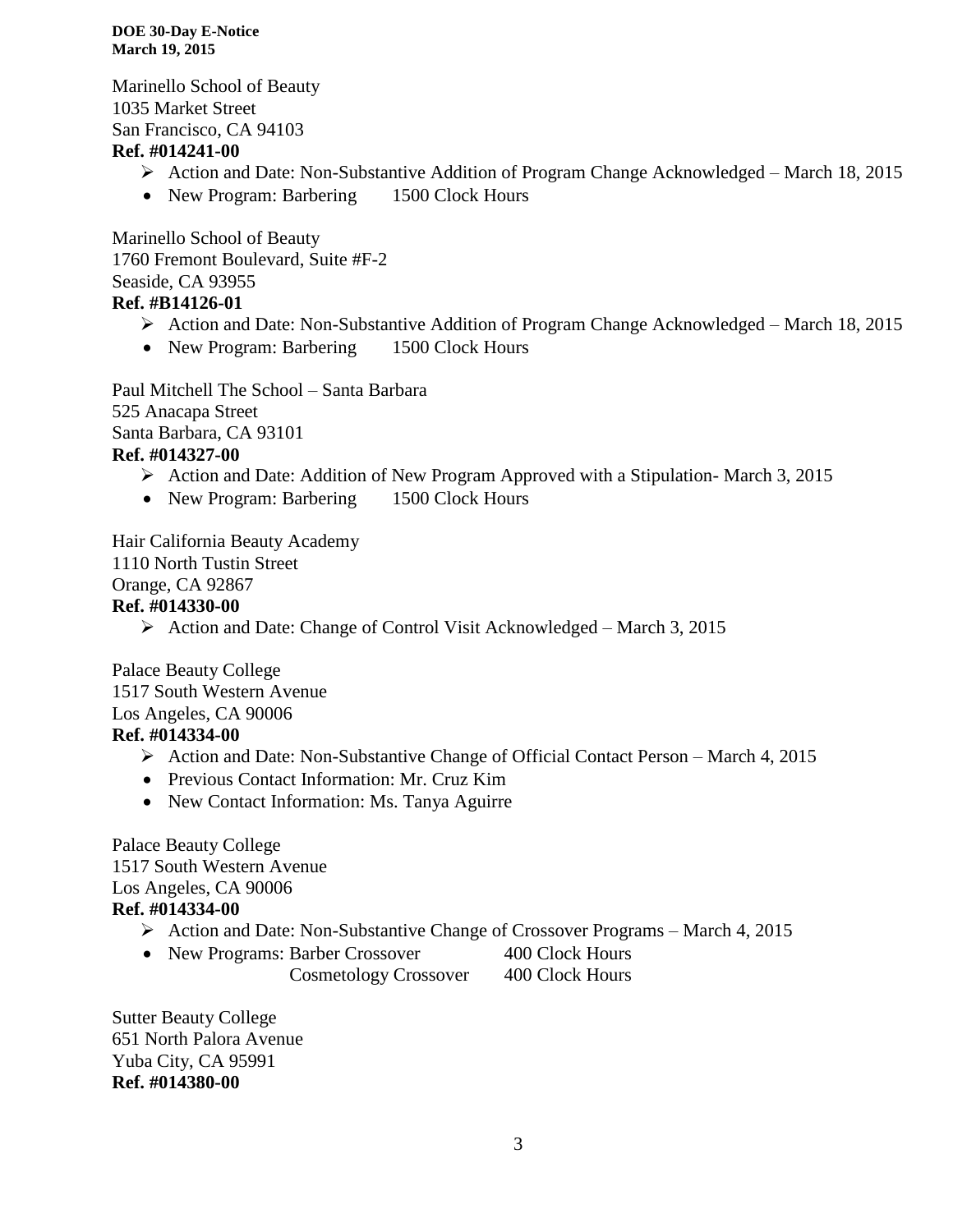Marinello School of Beauty
1035 Market Street
San Francisco, CA 94103
**Ref. #014241-00**

- Action and Date: Non-Substantive Addition of Program Change Acknowledged – March 18, 2015
- New Program: Barbering 1500 Clock Hours

Marinello School of Beauty
1760 Fremont Boulevard, Suite #F-2
Seaside, CA 93955
**Ref. #B14126-01**

- Action and Date: Non-Substantive Addition of Program Change Acknowledged – March 18, 2015
- New Program: Barbering 1500 Clock Hours

Paul Mitchell The School – Santa Barbara
525 Anacapa Street
Santa Barbara, CA 93101
**Ref. #014327-00**

- Action and Date: Addition of New Program Approved with a Stipulation- March 3, 2015
- New Program: Barbering 1500 Clock Hours

Hair California Beauty Academy
1110 North Tustin Street
Orange, CA 92867
**Ref. #014330-00**

- Action and Date: Change of Control Visit Acknowledged – March 3, 2015

Palace Beauty College
1517 South Western Avenue
Los Angeles, CA 90006
**Ref. #014334-00**

- Action and Date: Non-Substantive Change of Official Contact Person – March 4, 2015
- Previous Contact Information: Mr. Cruz Kim
- New Contact Information: Ms. Tanya Aguirre

Palace Beauty College
1517 South Western Avenue
Los Angeles, CA 90006
**Ref. #014334-00**

- Action and Date: Non-Substantive Change of Crossover Programs – March 4, 2015
- New Programs: Barber Crossover 400 Clock Hours
  Cosmetology Crossover 400 Clock Hours

Sutter Beauty College
651 North Palora Avenue
Yuba City, CA 95991
**Ref. #014380-00**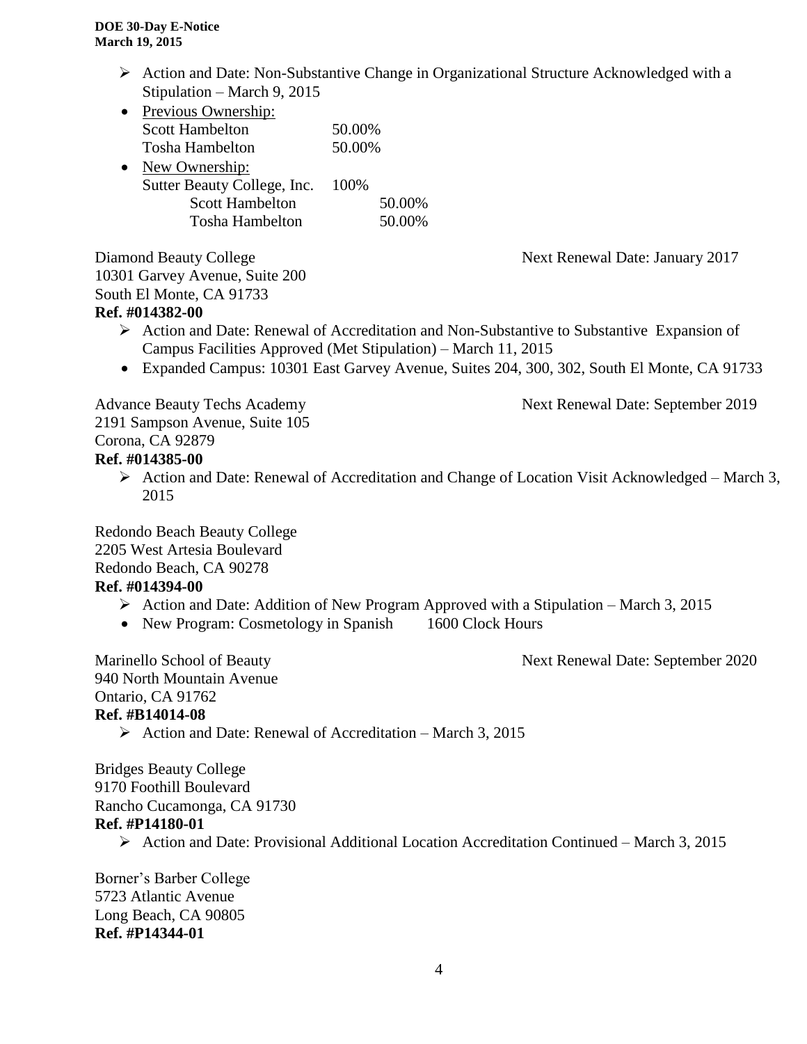- Action and Date: Non-Substantive Change in Organizational Structure Acknowledged with a Stipulation – March 9, 2015
- Previous Ownership:
  Scott Hambelton 50.00%
  Tosha Hambelton 50.00%
- New Ownership:
  Sutter Beauty College, Inc. 100%
    Scott Hambelton 50.00%
    Tosha Hambelton 50.00%

Diamond Beauty College
10301 Garvey Avenue, Suite 200
South El Monte, CA 91733
Next Renewal Date: January 2017

**Ref. #014382-00**

- Action and Date: Renewal of Accreditation and Non-Substantive to Substantive Expansion of Campus Facilities Approved (Met Stipulation) – March 11, 2015
- Expanded Campus: 10301 East Garvey Avenue, Suites 204, 300, 302, South El Monte, CA 91733

Advance Beauty Techs Academy
2191 Sampson Avenue, Suite 105
Corona, CA 92879
Next Renewal Date: September 2019

**Ref. #014385-00**

- Action and Date: Renewal of Accreditation and Change of Location Visit Acknowledged – March 3, 2015

Redondo Beach Beauty College
2205 West Artesia Boulevard
Redondo Beach, CA 90278

**Ref. #014394-00**

- Action and Date: Addition of New Program Approved with a Stipulation – March 3, 2015
- New Program: Cosmetology in Spanish 1600 Clock Hours

Marinello School of Beauty
940 North Mountain Avenue
Ontario, CA 91762
Next Renewal Date: September 2020

**Ref. #B14014-08**

- Action and Date: Renewal of Accreditation – March 3, 2015

Bridges Beauty College
9170 Foothill Boulevard
Rancho Cucamonga, CA 91730

**Ref. #P14180-01**

- Action and Date: Provisional Additional Location Accreditation Continued – March 3, 2015

Borner's Barber College
5723 Atlantic Avenue
Long Beach, CA 90805

**Ref. #P14344-01**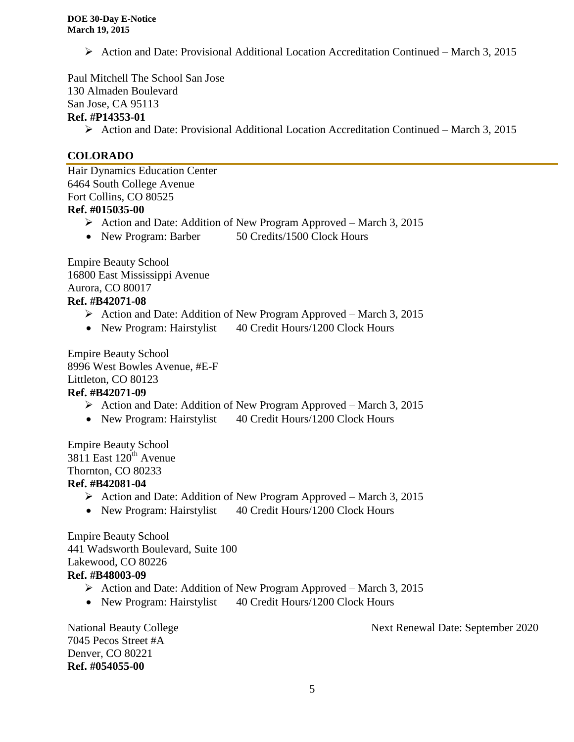- Action and Date: Provisional Additional Location Accreditation Continued – March 3, 2015

Paul Mitchell The School San Jose
130 Almaden Boulevard
San Jose, CA 95113
**Ref. #P14353-01**

- Action and Date: Provisional Additional Location Accreditation Continued – March 3, 2015

## COLORADO

Hair Dynamics Education Center
6464 South College Avenue
Fort Collins, CO 80525
**Ref. #015035-00**

- Action and Date: Addition of New Program Approved – March 3, 2015
- New Program: Barber 50 Credits/1500 Clock Hours

Empire Beauty School
16800 East Mississippi Avenue
Aurora, CO 80017
**Ref. #B42071-08**

- Action and Date: Addition of New Program Approved – March 3, 2015
- New Program: Hairstylist 40 Credit Hours/1200 Clock Hours

Empire Beauty School
8996 West Bowles Avenue, #E-F
Littleton, CO 80123
**Ref. #B42071-09**

- Action and Date: Addition of New Program Approved – March 3, 2015
- New Program: Hairstylist 40 Credit Hours/1200 Clock Hours

Empire Beauty School
3811 East 120th Avenue
Thornton, CO 80233
**Ref. #B42081-04**

- Action and Date: Addition of New Program Approved – March 3, 2015
- New Program: Hairstylist 40 Credit Hours/1200 Clock Hours

Empire Beauty School
441 Wadsworth Boulevard, Suite 100
Lakewood, CO 80226
**Ref. #B48003-09**

- Action and Date: Addition of New Program Approved – March 3, 2015
- New Program: Hairstylist 40 Credit Hours/1200 Clock Hours

National Beauty College
7045 Pecos Street #A
Denver, CO 80221
**Ref. #054055-00**

Next Renewal Date: September 2020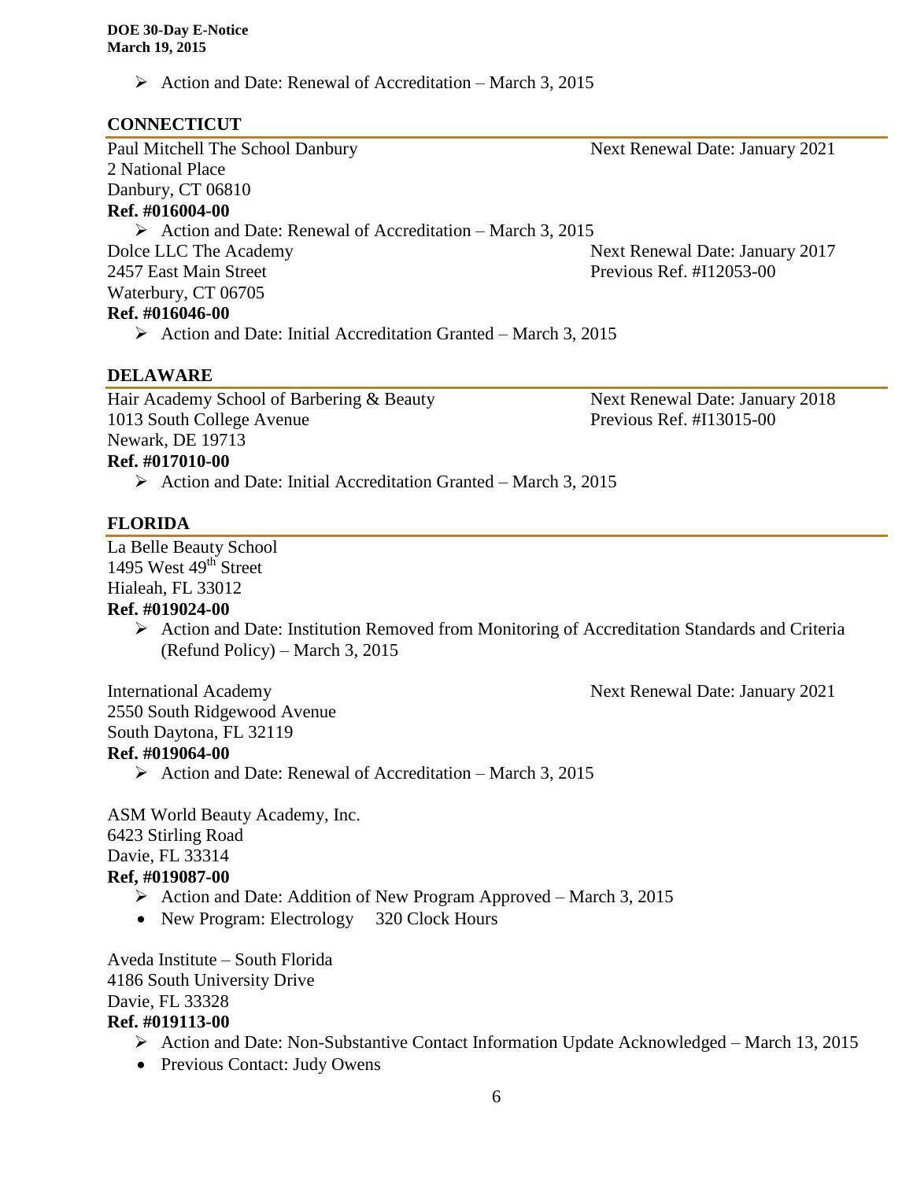- ➢ Action and Date: Renewal of Accreditation – March 3, 2015

## CONNECTICUT

Paul Mitchell The School Danbury
2 National Place
Danbury, CT 06810
Next Renewal Date: January 2021
**Ref. #016004-00**

- ➢ Action and Date: Renewal of Accreditation – March 3, 2015

Dolce LLC The Academy
2457 East Main Street
Waterbury, CT 06705
Next Renewal Date: January 2017
Previous Ref. #I12053-00
**Ref. #016046-00**

- ➢ Action and Date: Initial Accreditation Granted – March 3, 2015

## DELAWARE

Hair Academy School of Barbering & Beauty
1013 South College Avenue
Newark, DE 19713
Next Renewal Date: January 2018
Previous Ref. #I13015-00
**Ref. #017010-00**

- ➢ Action and Date: Initial Accreditation Granted – March 3, 2015

## FLORIDA

La Belle Beauty School
1495 West 49th Street
Hialeah, FL 33012
**Ref. #019024-00**

- ➢ Action and Date: Institution Removed from Monitoring of Accreditation Standards and Criteria (Refund Policy) – March 3, 2015

International Academy
2550 South Ridgewood Avenue
South Daytona, FL 32119
Next Renewal Date: January 2021
**Ref. #019064-00**

- ➢ Action and Date: Renewal of Accreditation – March 3, 2015

ASM World Beauty Academy, Inc.
6423 Stirling Road
Davie, FL 33314
**Ref, #019087-00**

- ➢ Action and Date: Addition of New Program Approved – March 3, 2015
- New Program: Electrology 320 Clock Hours

Aveda Institute – South Florida
4186 South University Drive
Davie, FL 33328
**Ref. #019113-00**

- ➢ Action and Date: Non-Substantive Contact Information Update Acknowledged – March 13, 2015
- Previous Contact: Judy Owens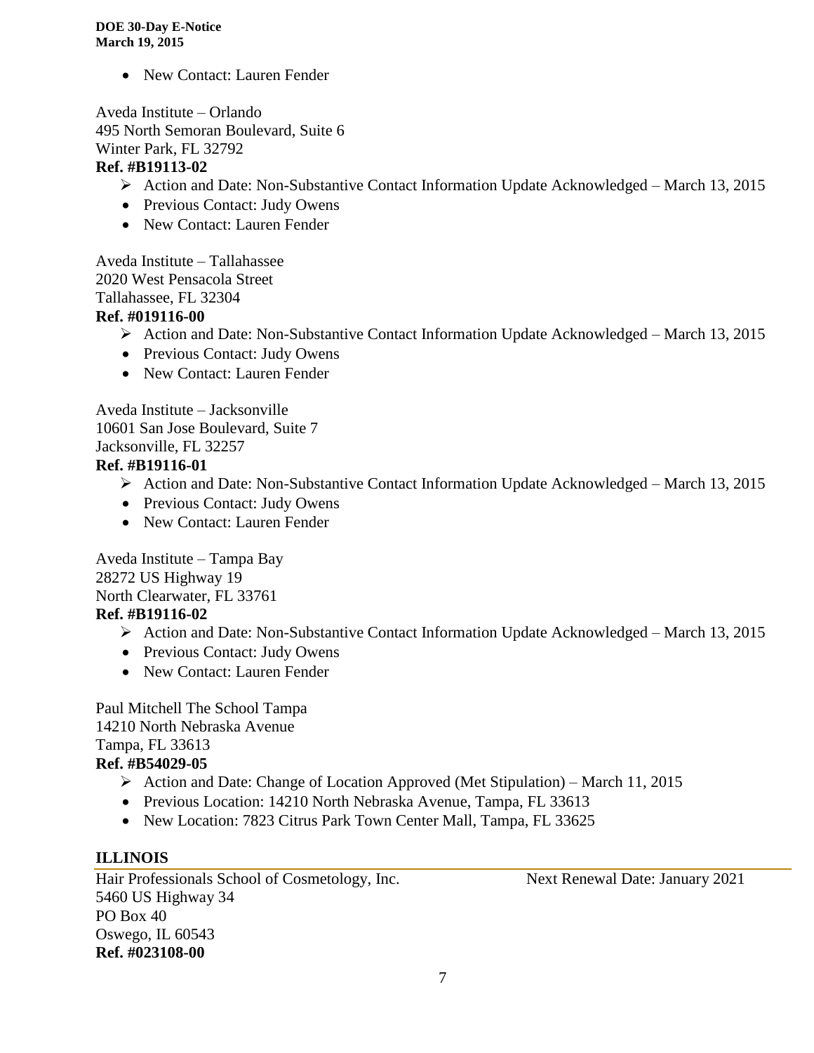- New Contact: Lauren Fender

Aveda Institute – Orlando
495 North Semoran Boulevard, Suite 6
Winter Park, FL 32792
**Ref. #B19113-02**

- Action and Date: Non-Substantive Contact Information Update Acknowledged – March 13, 2015
- Previous Contact: Judy Owens
- New Contact: Lauren Fender

Aveda Institute – Tallahassee
2020 West Pensacola Street
Tallahassee, FL 32304
**Ref. #019116-00**

- Action and Date: Non-Substantive Contact Information Update Acknowledged – March 13, 2015
- Previous Contact: Judy Owens
- New Contact: Lauren Fender

Aveda Institute – Jacksonville
10601 San Jose Boulevard, Suite 7
Jacksonville, FL 32257
**Ref. #B19116-01**

- Action and Date: Non-Substantive Contact Information Update Acknowledged – March 13, 2015
- Previous Contact: Judy Owens
- New Contact: Lauren Fender

Aveda Institute – Tampa Bay
28272 US Highway 19
North Clearwater, FL 33761
**Ref. #B19116-02**

- Action and Date: Non-Substantive Contact Information Update Acknowledged – March 13, 2015
- Previous Contact: Judy Owens
- New Contact: Lauren Fender

Paul Mitchell The School Tampa
14210 North Nebraska Avenue
Tampa, FL 33613
**Ref. #B54029-05**

- Action and Date: Change of Location Approved (Met Stipulation) – March 11, 2015
- Previous Location: 14210 North Nebraska Avenue, Tampa, FL 33613
- New Location: 7823 Citrus Park Town Center Mall, Tampa, FL 33625

## ILLINOIS

Hair Professionals School of Cosmetology, Inc. — Next Renewal Date: January 2021
5460 US Highway 34
PO Box 40
Oswego, IL 60543
**Ref. #023108-00**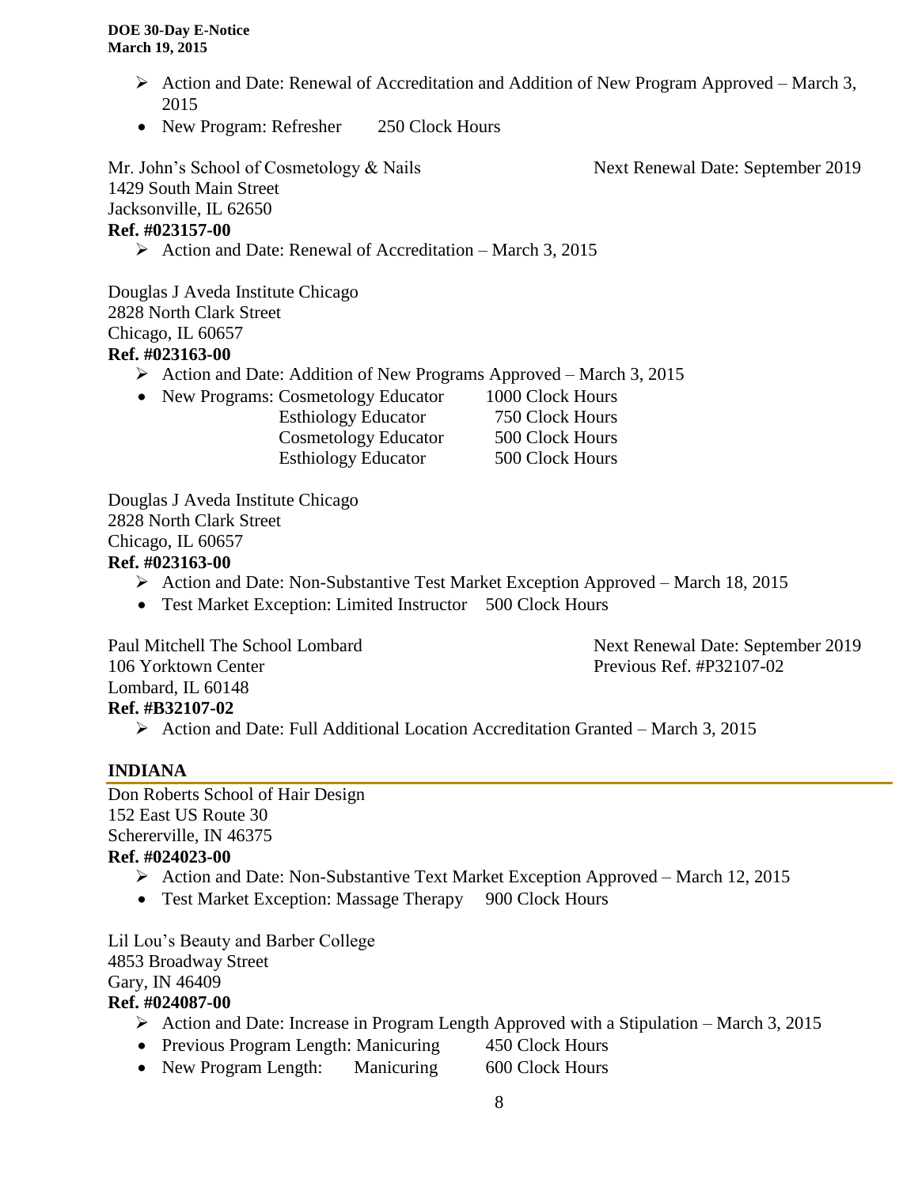- Action and Date: Renewal of Accreditation and Addition of New Program Approved – March 3, 2015
- New Program: Refresher 250 Clock Hours

Mr. John's School of Cosmetology & Nails
1429 South Main Street
Jacksonville, IL 62650
**Ref. #023157-00**

Next Renewal Date: September 2019

- Action and Date: Renewal of Accreditation – March 3, 2015

Douglas J Aveda Institute Chicago
2828 North Clark Street
Chicago, IL 60657
**Ref. #023163-00**

- Action and Date: Addition of New Programs Approved – March 3, 2015
- New Programs: Cosmetology Educator 1000 Clock Hours
  Esthiology Educator 750 Clock Hours
  Cosmetology Educator 500 Clock Hours
  Esthiology Educator 500 Clock Hours

Douglas J Aveda Institute Chicago
2828 North Clark Street
Chicago, IL 60657
**Ref. #023163-00**

- Action and Date: Non-Substantive Test Market Exception Approved – March 18, 2015
- Test Market Exception: Limited Instructor 500 Clock Hours

Paul Mitchell The School Lombard
106 Yorktown Center
Lombard, IL 60148
**Ref. #B32107-02**

Next Renewal Date: September 2019
Previous Ref. #P32107-02

- Action and Date: Full Additional Location Accreditation Granted – March 3, 2015

## INDIANA

Don Roberts School of Hair Design
152 East US Route 30
Schererville, IN 46375
**Ref. #024023-00**

- Action and Date: Non-Substantive Text Market Exception Approved – March 12, 2015
- Test Market Exception: Massage Therapy 900 Clock Hours

Lil Lou's Beauty and Barber College
4853 Broadway Street
Gary, IN 46409
**Ref. #024087-00**

- Action and Date: Increase in Program Length Approved with a Stipulation – March 3, 2015
- Previous Program Length: Manicuring 450 Clock Hours
- New Program Length: Manicuring 600 Clock Hours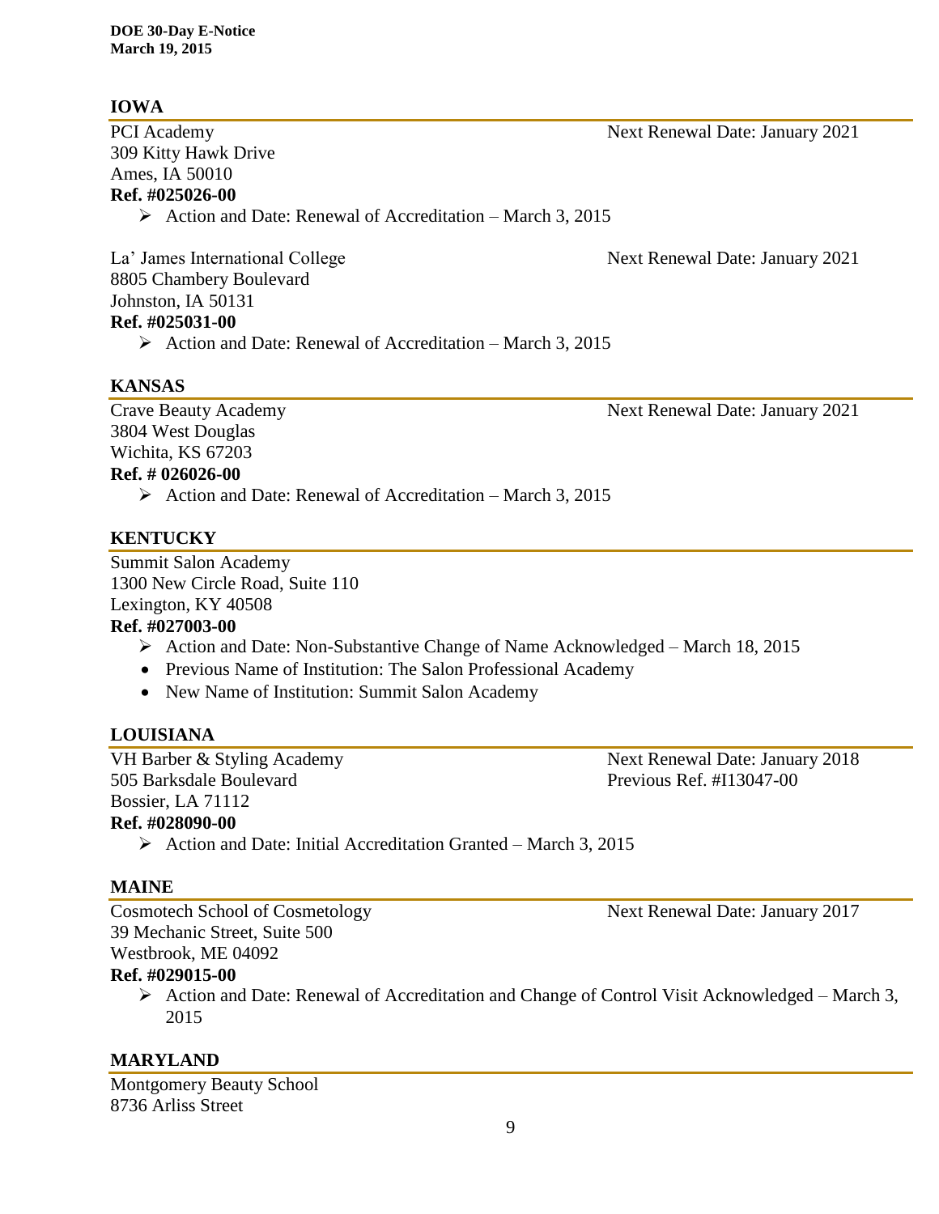## IOWA

PCI Academy
309 Kitty Hawk Drive
Ames, IA 50010
**Ref. #025026-00**

Next Renewal Date: January 2021

- Action and Date: Renewal of Accreditation – March 3, 2015

La' James International College
8805 Chambery Boulevard
Johnston, IA 50131
**Ref. #025031-00**

Next Renewal Date: January 2021

- Action and Date: Renewal of Accreditation – March 3, 2015

## KANSAS

Crave Beauty Academy
3804 West Douglas
Wichita, KS 67203
**Ref. # 026026-00**

Next Renewal Date: January 2021

- Action and Date: Renewal of Accreditation – March 3, 2015

## KENTUCKY

Summit Salon Academy
1300 New Circle Road, Suite 110
Lexington, KY 40508
**Ref. #027003-00**

- Action and Date: Non-Substantive Change of Name Acknowledged – March 18, 2015
- Previous Name of Institution: The Salon Professional Academy
- New Name of Institution: Summit Salon Academy

## LOUISIANA

VH Barber & Styling Academy
505 Barksdale Boulevard
Bossier, LA 71112
**Ref. #028090-00**

Next Renewal Date: January 2018
Previous Ref. #I13047-00

- Action and Date: Initial Accreditation Granted – March 3, 2015

## MAINE

Cosmotech School of Cosmetology
39 Mechanic Street, Suite 500
Westbrook, ME 04092
**Ref. #029015-00**

Next Renewal Date: January 2017

- Action and Date: Renewal of Accreditation and Change of Control Visit Acknowledged – March 3, 2015

## MARYLAND

Montgomery Beauty School
8736 Arliss Street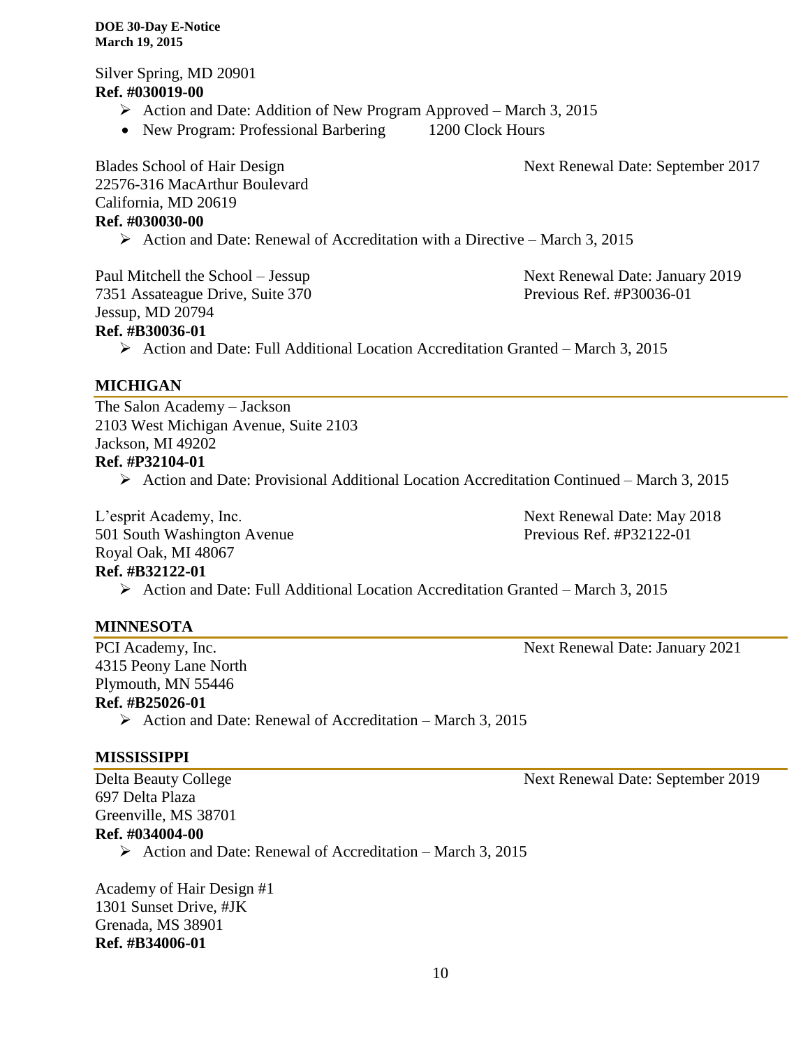Silver Spring, MD 20901
**Ref. #030019-00**

- Action and Date: Addition of New Program Approved – March 3, 2015
  - New Program: Professional Barbering 1200 Clock Hours

Blades School of Hair Design
22576-316 MacArthur Boulevard
California, MD 20619
**Ref. #030030-00**
Next Renewal Date: September 2017

- Action and Date: Renewal of Accreditation with a Directive – March 3, 2015

Paul Mitchell the School – Jessup
7351 Assateague Drive, Suite 370
Jessup, MD 20794
**Ref. #B30036-01**
Next Renewal Date: January 2019
Previous Ref. #P30036-01

- Action and Date: Full Additional Location Accreditation Granted – March 3, 2015

## MICHIGAN

The Salon Academy – Jackson
2103 West Michigan Avenue, Suite 2103
Jackson, MI 49202
**Ref. #P32104-01**

- Action and Date: Provisional Additional Location Accreditation Continued – March 3, 2015

L'esprit Academy, Inc.
501 South Washington Avenue
Royal Oak, MI 48067
**Ref. #B32122-01**
Next Renewal Date: May 2018
Previous Ref. #P32122-01

- Action and Date: Full Additional Location Accreditation Granted – March 3, 2015

## MINNESOTA

PCI Academy, Inc.
4315 Peony Lane North
Plymouth, MN 55446
**Ref. #B25026-01**
Next Renewal Date: January 2021

- Action and Date: Renewal of Accreditation – March 3, 2015

## MISSISSIPPI

Delta Beauty College
697 Delta Plaza
Greenville, MS 38701
**Ref. #034004-00**
Next Renewal Date: September 2019

- Action and Date: Renewal of Accreditation – March 3, 2015

Academy of Hair Design #1
1301 Sunset Drive, #JK
Grenada, MS 38901
**Ref. #B34006-01**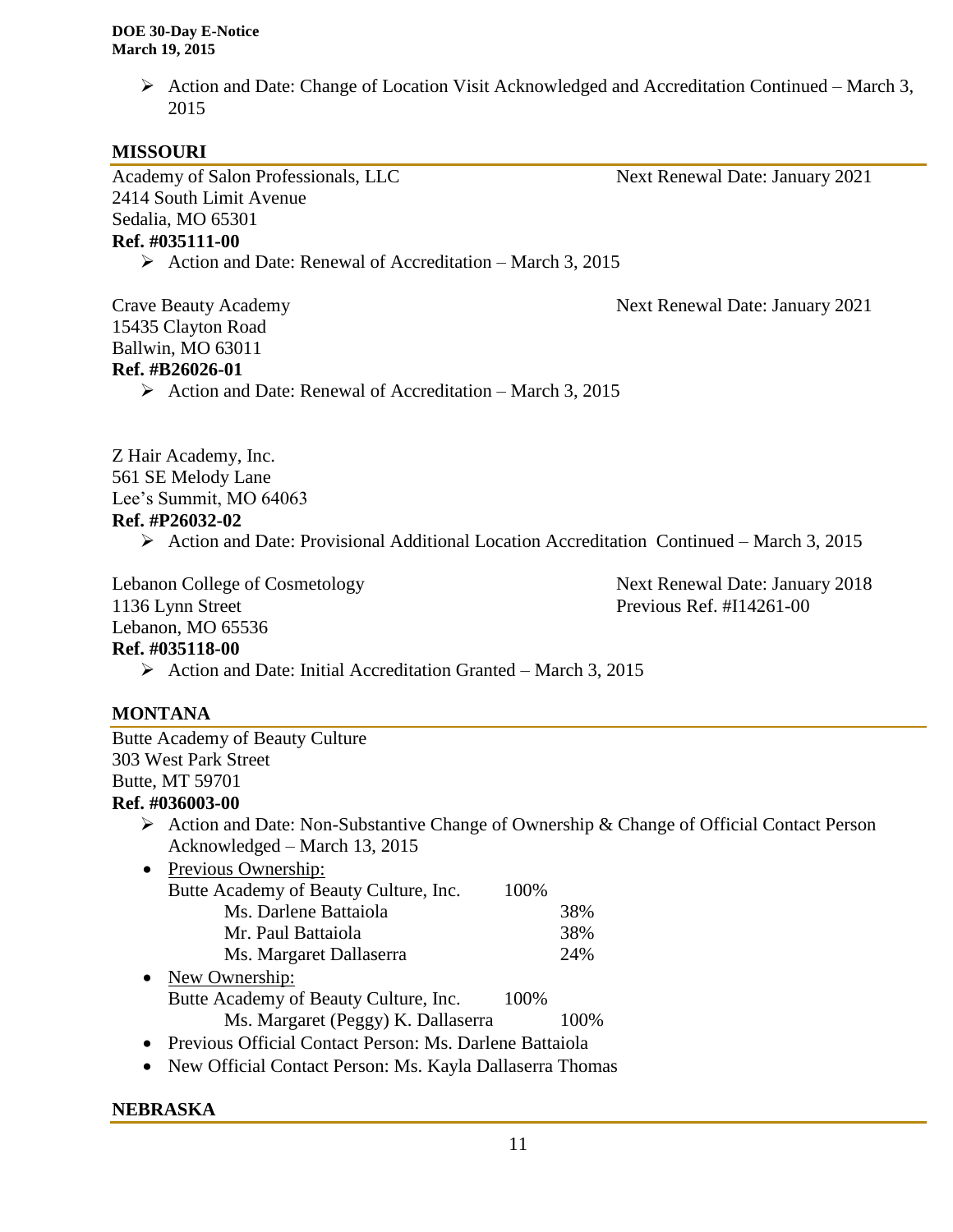- Action and Date: Change of Location Visit Acknowledged and Accreditation Continued – March 3, 2015

## MISSOURI

Academy of Salon Professionals, LLC
2414 South Limit Avenue
Sedalia, MO 65301
Next Renewal Date: January 2021
**Ref. #035111-00**

- Action and Date: Renewal of Accreditation – March 3, 2015

Crave Beauty Academy
15435 Clayton Road
Ballwin, MO 63011
Next Renewal Date: January 2021
**Ref. #B26026-01**

- Action and Date: Renewal of Accreditation – March 3, 2015

Z Hair Academy, Inc.
561 SE Melody Lane
Lee's Summit, MO 64063
**Ref. #P26032-02**

- Action and Date: Provisional Additional Location Accreditation Continued – March 3, 2015

Lebanon College of Cosmetology
1136 Lynn Street
Lebanon, MO 65536
Next Renewal Date: January 2018
Previous Ref. #I14261-00
**Ref. #035118-00**

- Action and Date: Initial Accreditation Granted – March 3, 2015

## MONTANA

Butte Academy of Beauty Culture
303 West Park Street
Butte, MT 59701
**Ref. #036003-00**

- Action and Date: Non-Substantive Change of Ownership & Change of Official Contact Person Acknowledged – March 13, 2015
- Previous Ownership:

| | | |
|---|---|---|
| Butte Academy of Beauty Culture, Inc. | 100% | |
| Ms. Darlene Battaiola | | 38% |
| Mr. Paul Battaiola | | 38% |
| Ms. Margaret Dallaserra | | 24% |

- New Ownership:

| | | |
|---|---|---|
| Butte Academy of Beauty Culture, Inc. | 100% | |
| Ms. Margaret (Peggy) K. Dallaserra | | 100% |

- Previous Official Contact Person: Ms. Darlene Battaiola
- New Official Contact Person: Ms. Kayla Dallaserra Thomas

## NEBRASKA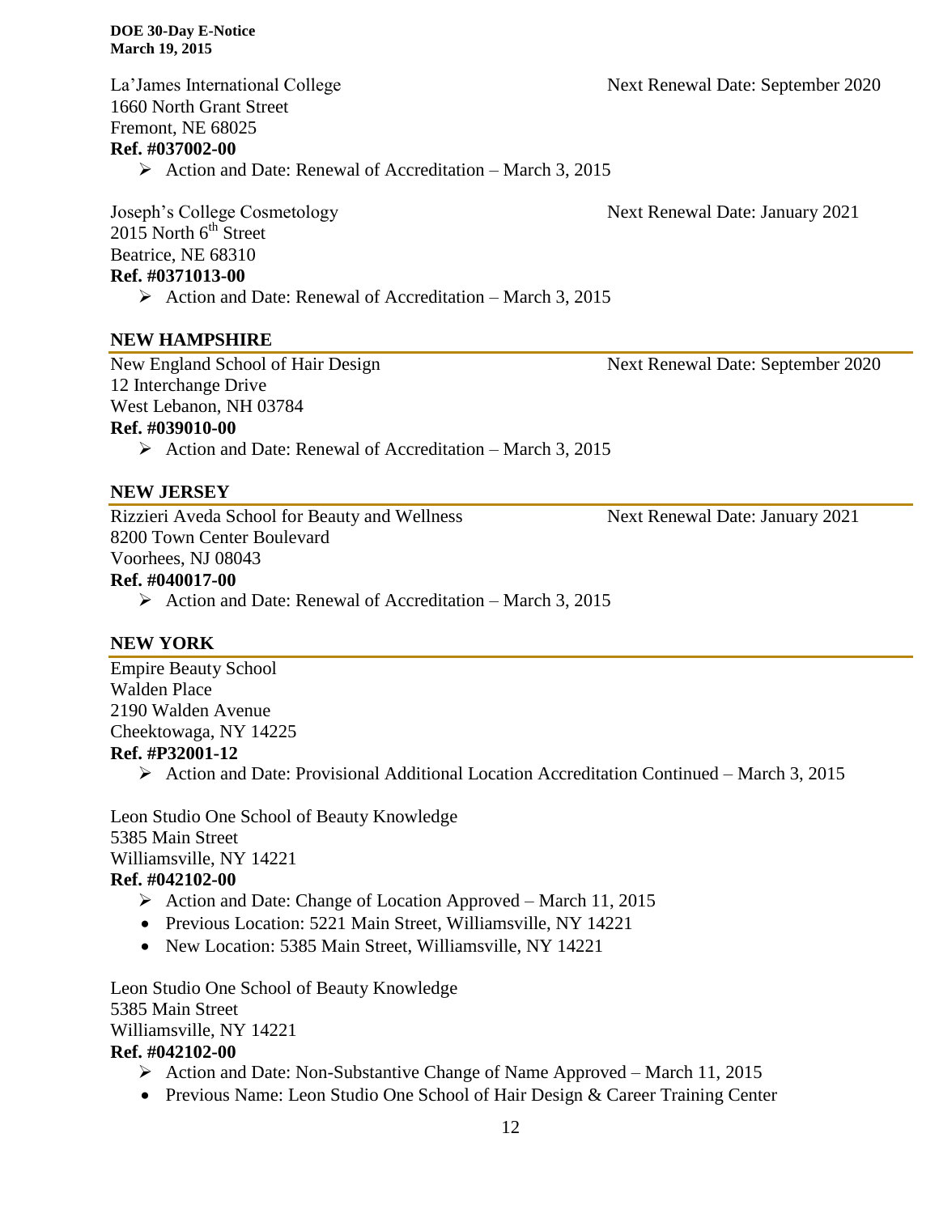La'James International College — Next Renewal Date: September 2020
1660 North Grant Street
Fremont, NE 68025
**Ref. #037002-00**

- Action and Date: Renewal of Accreditation – March 3, 2015

Joseph's College Cosmetology — Next Renewal Date: January 2021
2015 North 6th Street
Beatrice, NE 68310
**Ref. #0371013-00**

- Action and Date: Renewal of Accreditation – March 3, 2015

## NEW HAMPSHIRE

New England School of Hair Design — Next Renewal Date: September 2020
12 Interchange Drive
West Lebanon, NH 03784
**Ref. #039010-00**

- Action and Date: Renewal of Accreditation – March 3, 2015

## NEW JERSEY

Rizzieri Aveda School for Beauty and Wellness — Next Renewal Date: January 2021
8200 Town Center Boulevard
Voorhees, NJ 08043
**Ref. #040017-00**

- Action and Date: Renewal of Accreditation – March 3, 2015

## NEW YORK

Empire Beauty School
Walden Place
2190 Walden Avenue
Cheektowaga, NY 14225
**Ref. #P32001-12**

- Action and Date: Provisional Additional Location Accreditation Continued – March 3, 2015

Leon Studio One School of Beauty Knowledge
5385 Main Street
Williamsville, NY 14221
**Ref. #042102-00**

- Action and Date: Change of Location Approved – March 11, 2015
- Previous Location: 5221 Main Street, Williamsville, NY 14221
- New Location: 5385 Main Street, Williamsville, NY 14221

Leon Studio One School of Beauty Knowledge
5385 Main Street
Williamsville, NY 14221
**Ref. #042102-00**

- Action and Date: Non-Substantive Change of Name Approved – March 11, 2015
- Previous Name: Leon Studio One School of Hair Design & Career Training Center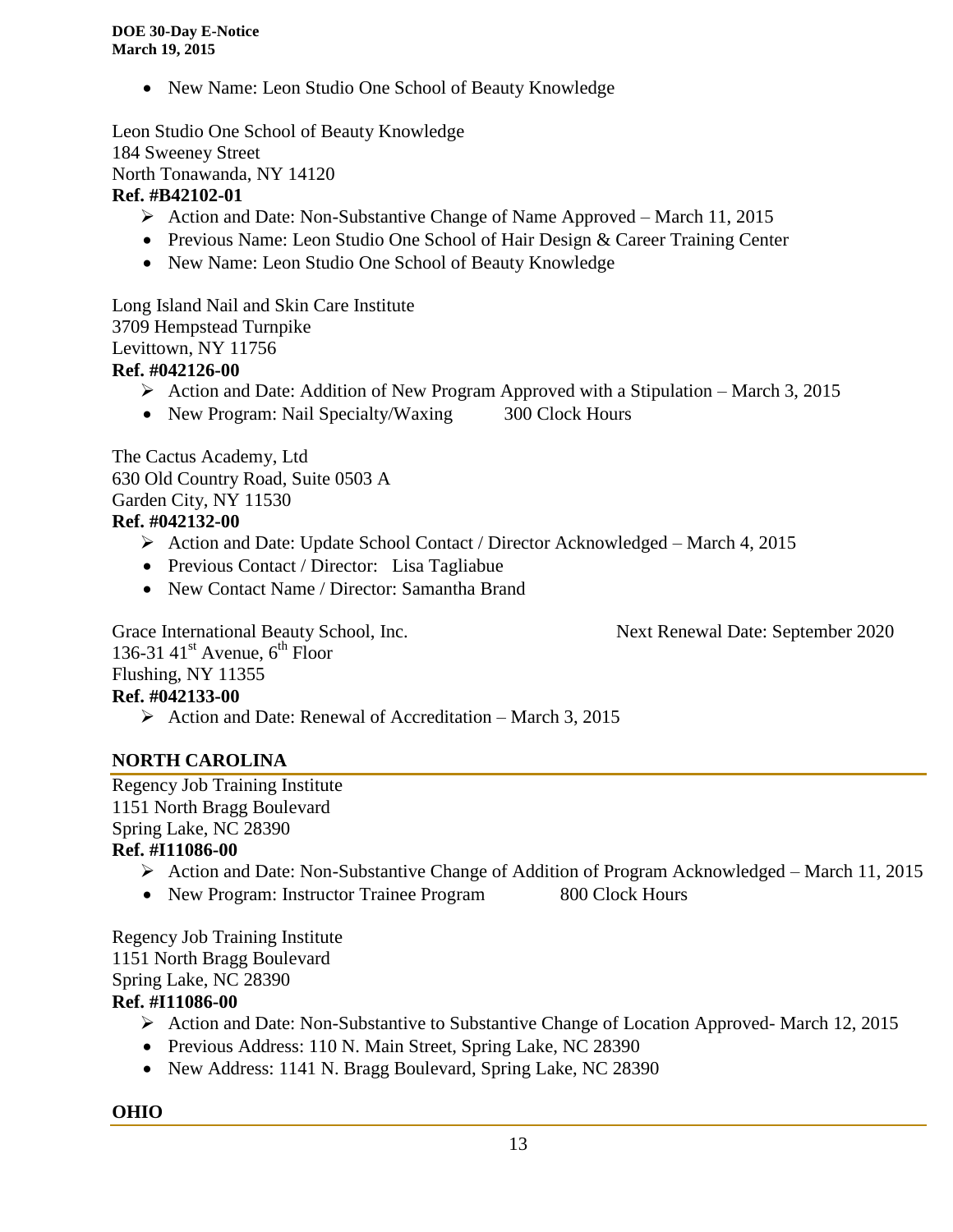- New Name: Leon Studio One School of Beauty Knowledge

Leon Studio One School of Beauty Knowledge
184 Sweeney Street
North Tonawanda, NY 14120
**Ref. #B42102-01**

- ➢ Action and Date: Non-Substantive Change of Name Approved – March 11, 2015
- Previous Name: Leon Studio One School of Hair Design & Career Training Center
- New Name: Leon Studio One School of Beauty Knowledge

Long Island Nail and Skin Care Institute
3709 Hempstead Turnpike
Levittown, NY 11756
**Ref. #042126-00**

- ➢ Action and Date: Addition of New Program Approved with a Stipulation – March 3, 2015
- New Program: Nail Specialty/Waxing 300 Clock Hours

The Cactus Academy, Ltd
630 Old Country Road, Suite 0503 A
Garden City, NY 11530
**Ref. #042132-00**

- ➢ Action and Date: Update School Contact / Director Acknowledged – March 4, 2015
- Previous Contact / Director: Lisa Tagliabue
- New Contact Name / Director: Samantha Brand

Grace International Beauty School, Inc. Next Renewal Date: September 2020
136-31 41st Avenue, 6th Floor
Flushing, NY 11355
**Ref. #042133-00**

- ➢ Action and Date: Renewal of Accreditation – March 3, 2015

## NORTH CAROLINA

Regency Job Training Institute
1151 North Bragg Boulevard
Spring Lake, NC 28390
**Ref. #I11086-00**

- ➢ Action and Date: Non-Substantive Change of Addition of Program Acknowledged – March 11, 2015
- New Program: Instructor Trainee Program 800 Clock Hours

Regency Job Training Institute
1151 North Bragg Boulevard
Spring Lake, NC 28390
**Ref. #I11086-00**

- ➢ Action and Date: Non-Substantive to Substantive Change of Location Approved- March 12, 2015
- Previous Address: 110 N. Main Street, Spring Lake, NC 28390
- New Address: 1141 N. Bragg Boulevard, Spring Lake, NC 28390

## OHIO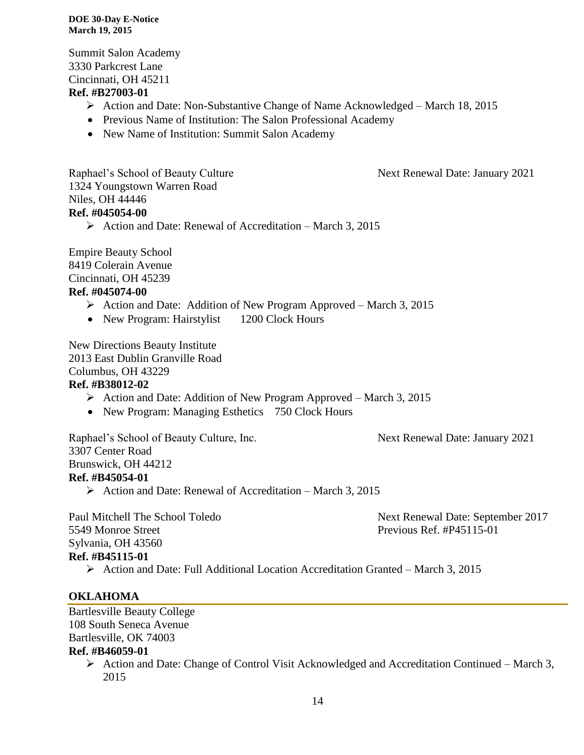Summit Salon Academy
3330 Parkcrest Lane
Cincinnati, OH 45211
**Ref. #B27003-01**

- Action and Date: Non-Substantive Change of Name Acknowledged – March 18, 2015
  - Previous Name of Institution: The Salon Professional Academy
  - New Name of Institution: Summit Salon Academy

Raphael's School of Beauty Culture — Next Renewal Date: January 2021
1324 Youngstown Warren Road
Niles, OH 44446
**Ref. #045054-00**

- Action and Date: Renewal of Accreditation – March 3, 2015

Empire Beauty School
8419 Colerain Avenue
Cincinnati, OH 45239
**Ref. #045074-00**

- Action and Date: Addition of New Program Approved – March 3, 2015
  - New Program: Hairstylist 1200 Clock Hours

New Directions Beauty Institute
2013 East Dublin Granville Road
Columbus, OH 43229
**Ref. #B38012-02**

- Action and Date: Addition of New Program Approved – March 3, 2015
  - New Program: Managing Esthetics 750 Clock Hours

Raphael's School of Beauty Culture, Inc. — Next Renewal Date: January 2021
3307 Center Road
Brunswick, OH 44212
**Ref. #B45054-01**

- Action and Date: Renewal of Accreditation – March 3, 2015

Paul Mitchell The School Toledo — Next Renewal Date: September 2017
5549 Monroe Street — Previous Ref. #P45115-01
Sylvania, OH 43560
**Ref. #B45115-01**

- Action and Date: Full Additional Location Accreditation Granted – March 3, 2015

## OKLAHOMA

Bartlesville Beauty College
108 South Seneca Avenue
Bartlesville, OK 74003
**Ref. #B46059-01**

- Action and Date: Change of Control Visit Acknowledged and Accreditation Continued – March 3, 2015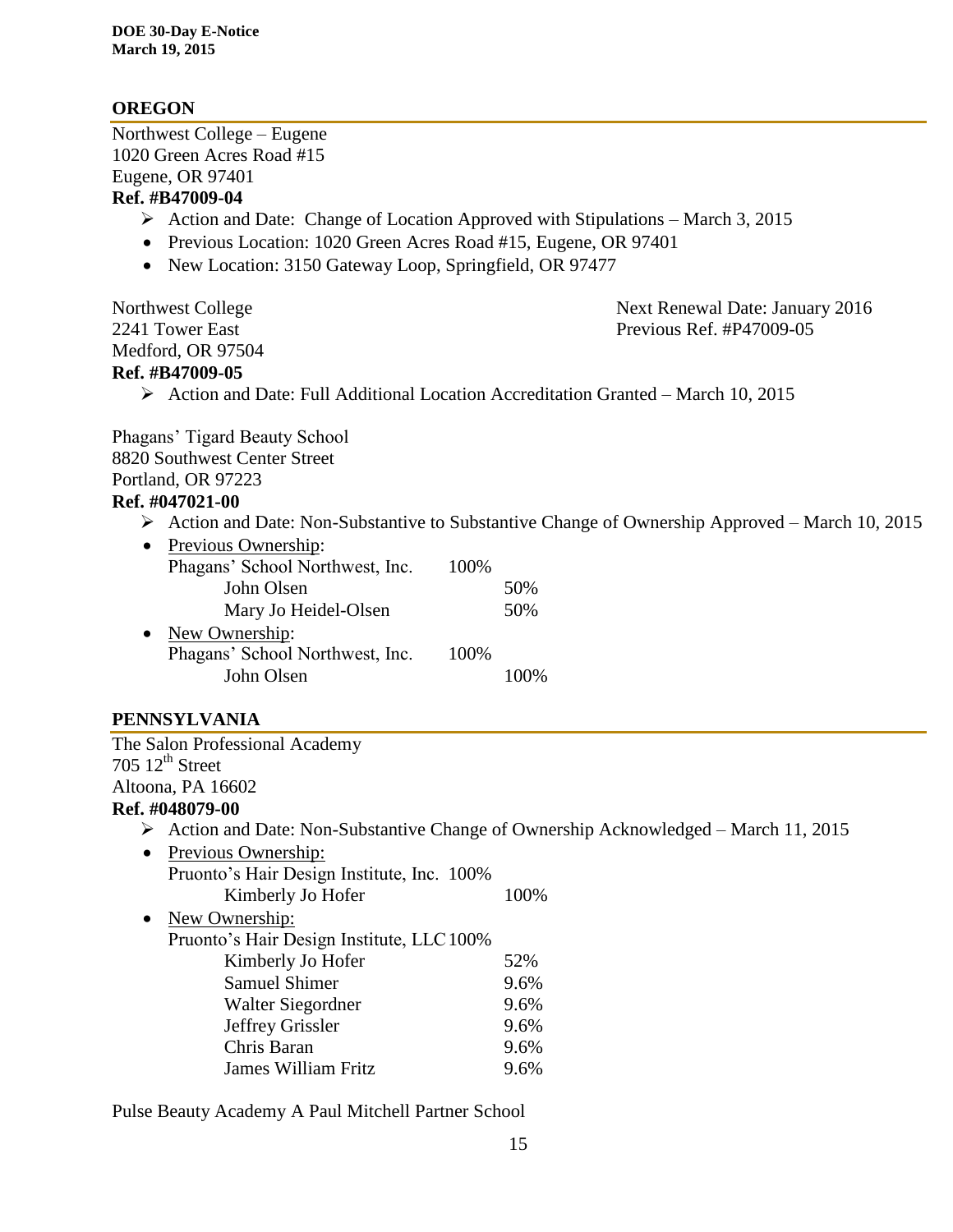## OREGON

Northwest College – Eugene
1020 Green Acres Road #15
Eugene, OR 97401
**Ref. #B47009-04**

- Action and Date: Change of Location Approved with Stipulations – March 3, 2015
- Previous Location: 1020 Green Acres Road #15, Eugene, OR 97401
- New Location: 3150 Gateway Loop, Springfield, OR 97477

Northwest College
2241 Tower East
Medford, OR 97504
**Ref. #B47009-05**

Next Renewal Date: January 2016
Previous Ref. #P47009-05

- Action and Date: Full Additional Location Accreditation Granted – March 10, 2015

Phagans' Tigard Beauty School
8820 Southwest Center Street
Portland, OR 97223
**Ref. #047021-00**

- Action and Date: Non-Substantive to Substantive Change of Ownership Approved – March 10, 2015
- Previous Ownership:

| | | |
|---|---|---|
| Phagans' School Northwest, Inc. | 100% | |
| John Olsen | | 50% |
| Mary Jo Heidel-Olsen | | 50% |

- New Ownership:

| | | |
|---|---|---|
| Phagans' School Northwest, Inc. | 100% | |
| John Olsen | | 100% |

## PENNSYLVANIA

The Salon Professional Academy
705 12th Street
Altoona, PA 16602
**Ref. #048079-00**

- Action and Date: Non-Substantive Change of Ownership Acknowledged – March 11, 2015
- Previous Ownership:

| | | |
|---|---|---|
| Pruonto's Hair Design Institute, Inc. | 100% | |
| Kimberly Jo Hofer | | 100% |

- New Ownership:

| | | |
|---|---|---|
| Pruonto's Hair Design Institute, LLC | 100% | |
| Kimberly Jo Hofer | | 52% |
| Samuel Shimer | | 9.6% |
| Walter Siegordner | | 9.6% |
| Jeffrey Grissler | | 9.6% |
| Chris Baran | | 9.6% |
| James William Fritz | | 9.6% |

Pulse Beauty Academy A Paul Mitchell Partner School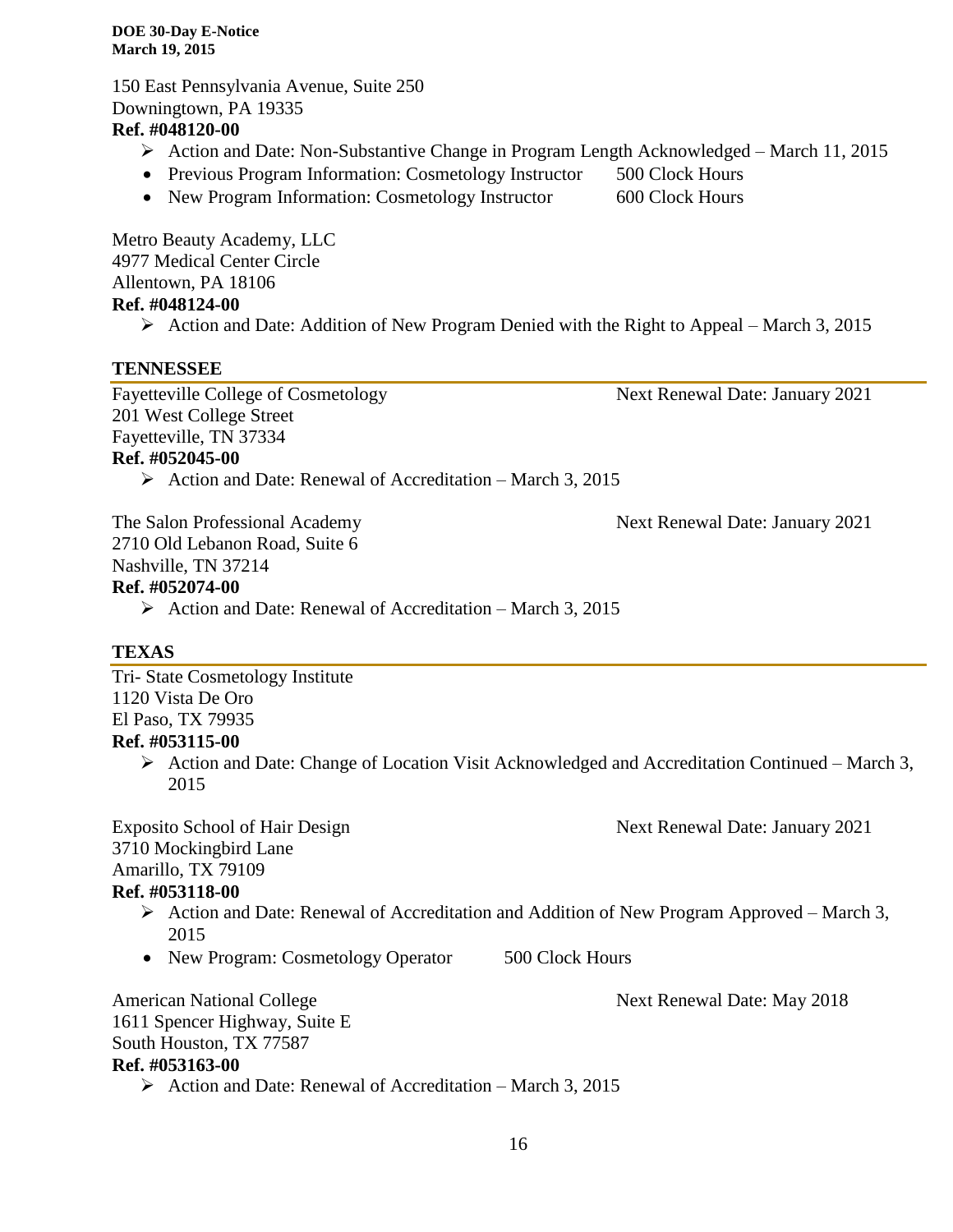150 East Pennsylvania Avenue, Suite 250
Downingtown, PA 19335
**Ref. #048120-00**

- Action and Date: Non-Substantive Change in Program Length Acknowledged – March 11, 2015
  - Previous Program Information: Cosmetology Instructor 500 Clock Hours
  - New Program Information: Cosmetology Instructor 600 Clock Hours

Metro Beauty Academy, LLC
4977 Medical Center Circle
Allentown, PA 18106
**Ref. #048124-00**

- Action and Date: Addition of New Program Denied with the Right to Appeal – March 3, 2015

## TENNESSEE

Fayetteville College of Cosmetology — Next Renewal Date: January 2021
201 West College Street
Fayetteville, TN 37334
**Ref. #052045-00**

- Action and Date: Renewal of Accreditation – March 3, 2015

The Salon Professional Academy — Next Renewal Date: January 2021
2710 Old Lebanon Road, Suite 6
Nashville, TN 37214
**Ref. #052074-00**

- Action and Date: Renewal of Accreditation – March 3, 2015

## TEXAS

Tri- State Cosmetology Institute
1120 Vista De Oro
El Paso, TX 79935
**Ref. #053115-00**

- Action and Date: Change of Location Visit Acknowledged and Accreditation Continued – March 3, 2015

Exposito School of Hair Design — Next Renewal Date: January 2021
3710 Mockingbird Lane
Amarillo, TX 79109
**Ref. #053118-00**

- Action and Date: Renewal of Accreditation and Addition of New Program Approved – March 3, 2015
  - New Program: Cosmetology Operator 500 Clock Hours

American National College — Next Renewal Date: May 2018
1611 Spencer Highway, Suite E
South Houston, TX 77587
**Ref. #053163-00**

- Action and Date: Renewal of Accreditation – March 3, 2015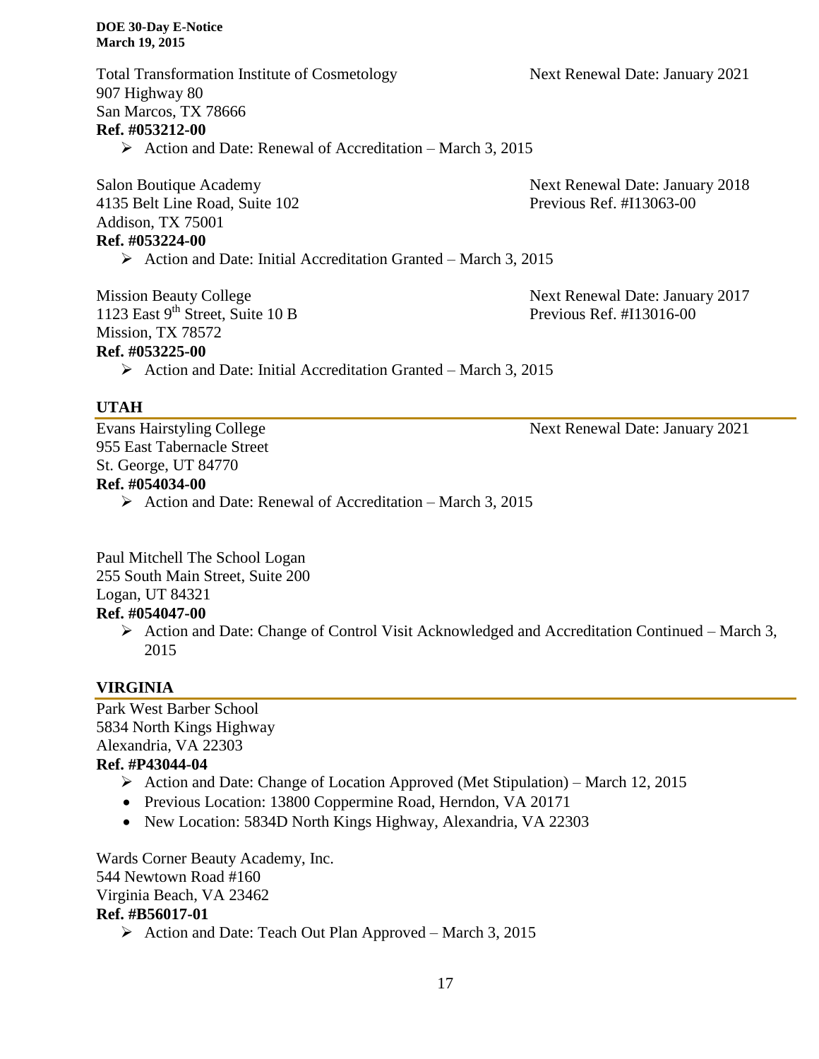Total Transformation Institute of Cosmetology
907 Highway 80
San Marcos, TX 78666
**Ref. #053212-00**

Next Renewal Date: January 2021

- Action and Date: Renewal of Accreditation – March 3, 2015

Salon Boutique Academy
4135 Belt Line Road, Suite 102
Addison, TX 75001
**Ref. #053224-00**

Next Renewal Date: January 2018
Previous Ref. #I13063-00

- Action and Date: Initial Accreditation Granted – March 3, 2015

Mission Beauty College
1123 East 9th Street, Suite 10 B
Mission, TX 78572
**Ref. #053225-00**

Next Renewal Date: January 2017
Previous Ref. #I13016-00

- Action and Date: Initial Accreditation Granted – March 3, 2015

## UTAH

Evans Hairstyling College
955 East Tabernacle Street
St. George, UT 84770
**Ref. #054034-00**

Next Renewal Date: January 2021

- Action and Date: Renewal of Accreditation – March 3, 2015

Paul Mitchell The School Logan
255 South Main Street, Suite 200
Logan, UT 84321
**Ref. #054047-00**

- Action and Date: Change of Control Visit Acknowledged and Accreditation Continued – March 3, 2015

## VIRGINIA

Park West Barber School
5834 North Kings Highway
Alexandria, VA 22303
**Ref. #P43044-04**

- Action and Date: Change of Location Approved (Met Stipulation) – March 12, 2015
- Previous Location: 13800 Coppermine Road, Herndon, VA 20171
- New Location: 5834D North Kings Highway, Alexandria, VA 22303

Wards Corner Beauty Academy, Inc.
544 Newtown Road #160
Virginia Beach, VA 23462
**Ref. #B56017-01**

- Action and Date: Teach Out Plan Approved – March 3, 2015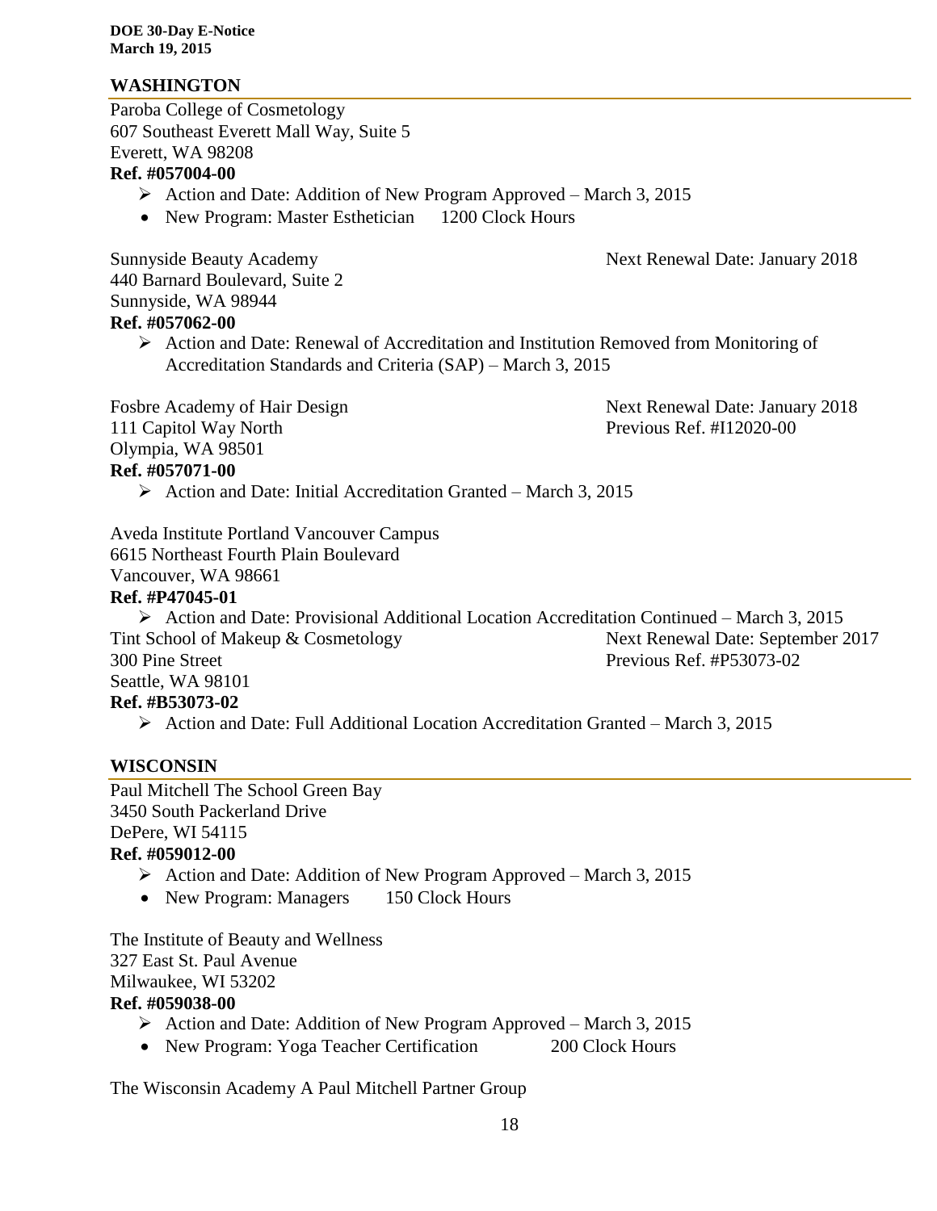## WASHINGTON

Paroba College of Cosmetology
607 Southeast Everett Mall Way, Suite 5
Everett, WA 98208
**Ref. #057004-00**

- ➢ Action and Date: Addition of New Program Approved – March 3, 2015
- New Program: Master Esthetician 1200 Clock Hours

Sunnyside Beauty Academy
440 Barnard Boulevard, Suite 2
Sunnyside, WA 98944
Next Renewal Date: January 2018
**Ref. #057062-00**

- ➢ Action and Date: Renewal of Accreditation and Institution Removed from Monitoring of Accreditation Standards and Criteria (SAP) – March 3, 2015

Fosbre Academy of Hair Design
111 Capitol Way North
Olympia, WA 98501
Next Renewal Date: January 2018
Previous Ref. #I12020-00
**Ref. #057071-00**

- ➢ Action and Date: Initial Accreditation Granted – March 3, 2015

Aveda Institute Portland Vancouver Campus
6615 Northeast Fourth Plain Boulevard
Vancouver, WA 98661
**Ref. #P47045-01**

- ➢ Action and Date: Provisional Additional Location Accreditation Continued – March 3, 2015

Tint School of Makeup & Cosmetology
300 Pine Street
Seattle, WA 98101
Next Renewal Date: September 2017
Previous Ref. #P53073-02
**Ref. #B53073-02**

- ➢ Action and Date: Full Additional Location Accreditation Granted – March 3, 2015

## WISCONSIN

Paul Mitchell The School Green Bay
3450 South Packerland Drive
DePere, WI 54115
**Ref. #059012-00**

- ➢ Action and Date: Addition of New Program Approved – March 3, 2015
- New Program: Managers 150 Clock Hours

The Institute of Beauty and Wellness
327 East St. Paul Avenue
Milwaukee, WI 53202
**Ref. #059038-00**

- ➢ Action and Date: Addition of New Program Approved – March 3, 2015
- New Program: Yoga Teacher Certification 200 Clock Hours

The Wisconsin Academy A Paul Mitchell Partner Group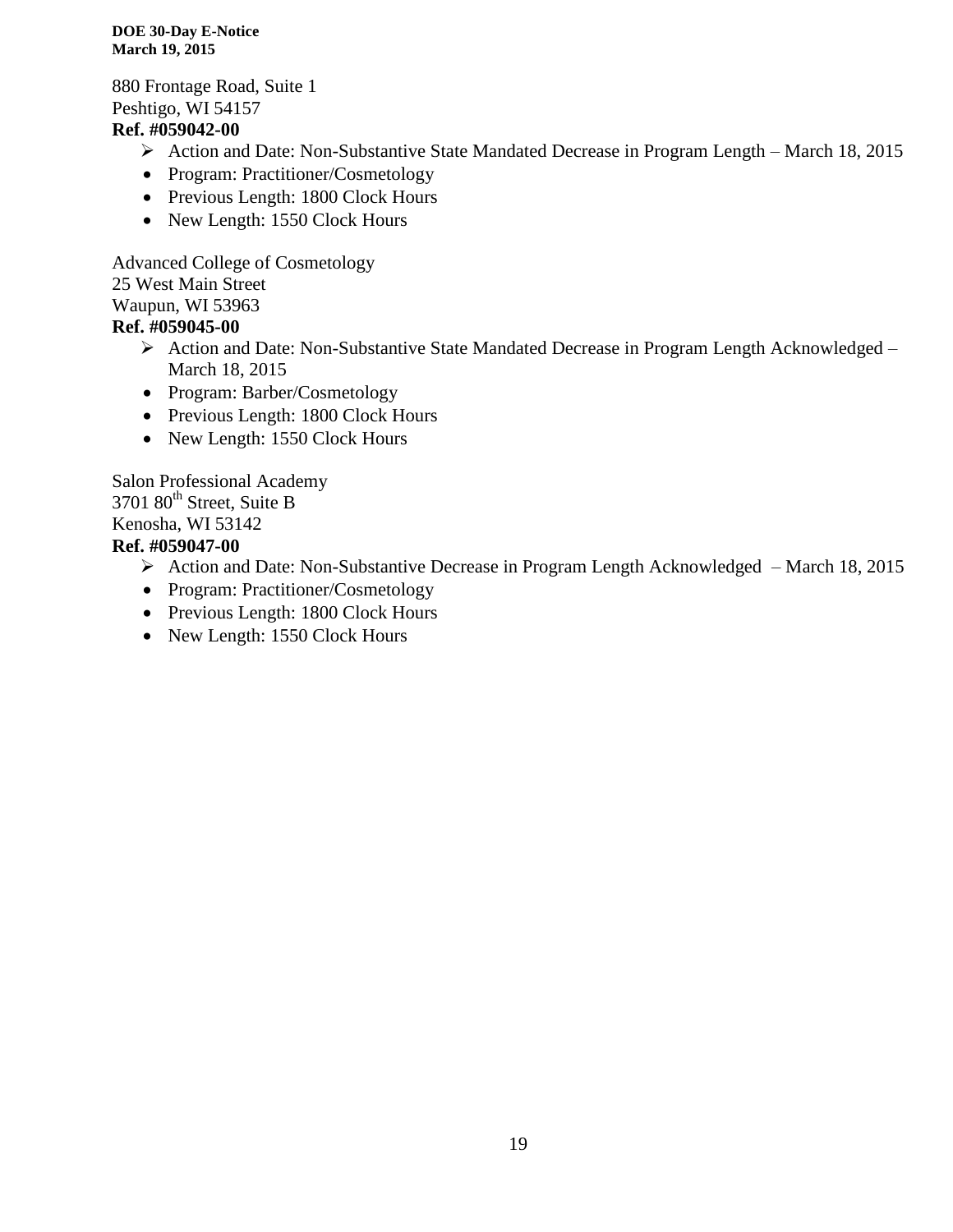880 Frontage Road, Suite 1
Peshtigo, WI 54157
**Ref. #059042-00**

- Action and Date: Non-Substantive State Mandated Decrease in Program Length – March 18, 2015
  - Program: Practitioner/Cosmetology
  - Previous Length: 1800 Clock Hours
  - New Length: 1550 Clock Hours

Advanced College of Cosmetology
25 West Main Street
Waupun, WI 53963
**Ref. #059045-00**

- Action and Date: Non-Substantive State Mandated Decrease in Program Length Acknowledged – March 18, 2015
  - Program: Barber/Cosmetology
  - Previous Length: 1800 Clock Hours
  - New Length: 1550 Clock Hours

Salon Professional Academy
3701 80th Street, Suite B
Kenosha, WI 53142
**Ref. #059047-00**

- Action and Date: Non-Substantive Decrease in Program Length Acknowledged – March 18, 2015
  - Program: Practitioner/Cosmetology
  - Previous Length: 1800 Clock Hours
  - New Length: 1550 Clock Hours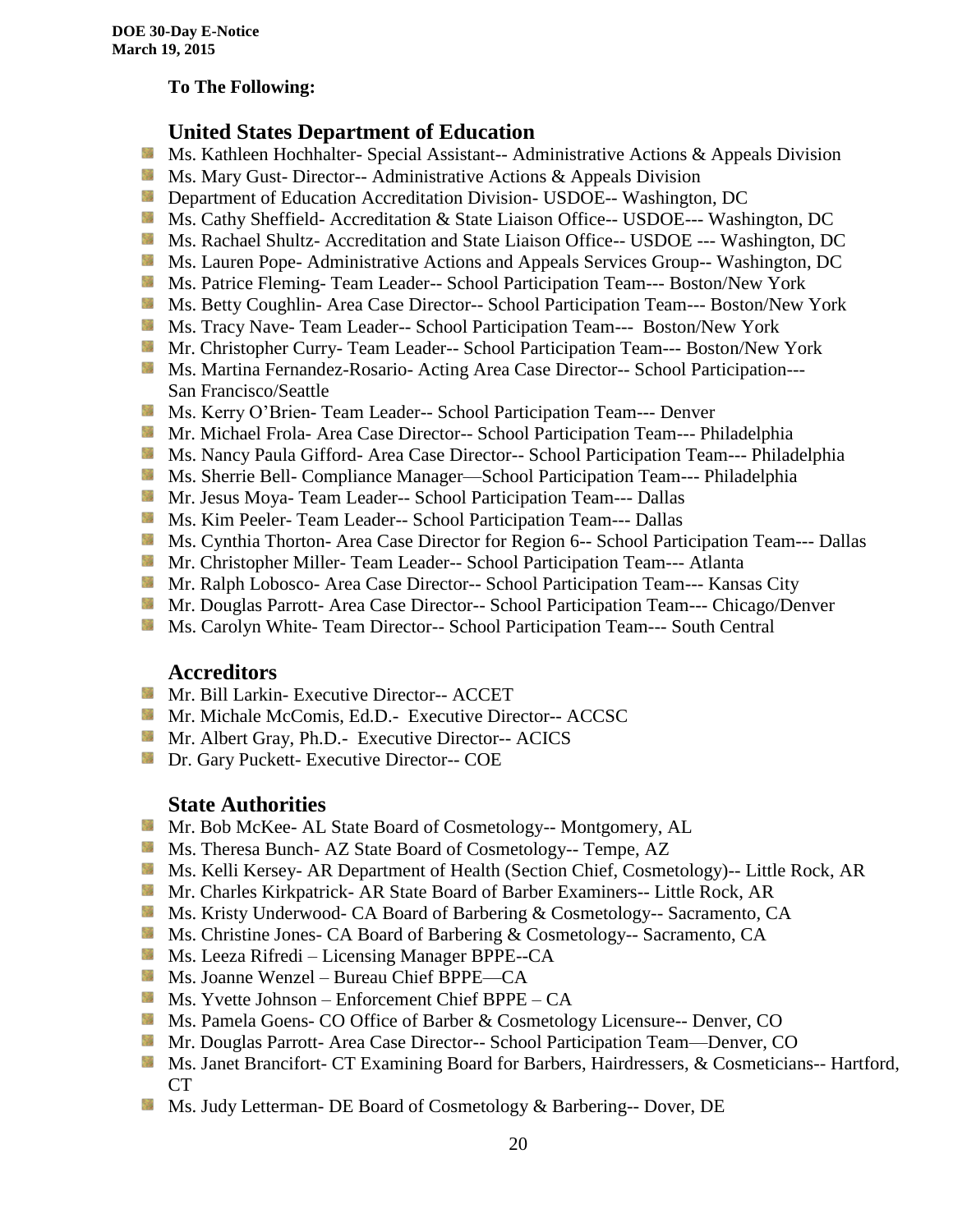**To The Following:**

## United States Department of Education

- Ms. Kathleen Hochhalter- Special Assistant-- Administrative Actions & Appeals Division
- Ms. Mary Gust- Director-- Administrative Actions & Appeals Division
- Department of Education Accreditation Division- USDOE-- Washington, DC
- Ms. Cathy Sheffield- Accreditation & State Liaison Office-- USDOE--- Washington, DC
- Ms. Rachael Shultz- Accreditation and State Liaison Office-- USDOE --- Washington, DC
- Ms. Lauren Pope- Administrative Actions and Appeals Services Group-- Washington, DC
- Ms. Patrice Fleming- Team Leader-- School Participation Team--- Boston/New York
- Ms. Betty Coughlin- Area Case Director-- School Participation Team--- Boston/New York
- Ms. Tracy Nave- Team Leader-- School Participation Team--- Boston/New York
- Mr. Christopher Curry- Team Leader-- School Participation Team--- Boston/New York
- Ms. Martina Fernandez-Rosario- Acting Area Case Director-- School Participation--- San Francisco/Seattle
- Ms. Kerry O'Brien- Team Leader-- School Participation Team--- Denver
- Mr. Michael Frola- Area Case Director-- School Participation Team--- Philadelphia
- Ms. Nancy Paula Gifford- Area Case Director-- School Participation Team--- Philadelphia
- Ms. Sherrie Bell- Compliance Manager—School Participation Team--- Philadelphia
- Mr. Jesus Moya- Team Leader-- School Participation Team--- Dallas
- Ms. Kim Peeler- Team Leader-- School Participation Team--- Dallas
- Ms. Cynthia Thorton- Area Case Director for Region 6-- School Participation Team--- Dallas
- Mr. Christopher Miller- Team Leader-- School Participation Team--- Atlanta
- Mr. Ralph Lobosco- Area Case Director-- School Participation Team--- Kansas City
- Mr. Douglas Parrott- Area Case Director-- School Participation Team--- Chicago/Denver
- Ms. Carolyn White- Team Director-- School Participation Team--- South Central

## Accreditors

- Mr. Bill Larkin- Executive Director-- ACCET
- Mr. Michale McComis, Ed.D.- Executive Director-- ACCSC
- Mr. Albert Gray, Ph.D.- Executive Director-- ACICS
- Dr. Gary Puckett- Executive Director-- COE

## State Authorities

- Mr. Bob McKee- AL State Board of Cosmetology-- Montgomery, AL
- Ms. Theresa Bunch- AZ State Board of Cosmetology-- Tempe, AZ
- Ms. Kelli Kersey- AR Department of Health (Section Chief, Cosmetology)-- Little Rock, AR
- Mr. Charles Kirkpatrick- AR State Board of Barber Examiners-- Little Rock, AR
- Ms. Kristy Underwood- CA Board of Barbering & Cosmetology-- Sacramento, CA
- Ms. Christine Jones- CA Board of Barbering & Cosmetology-- Sacramento, CA
- Ms. Leeza Rifredi – Licensing Manager BPPE--CA
- Ms. Joanne Wenzel – Bureau Chief BPPE—CA
- Ms. Yvette Johnson – Enforcement Chief BPPE – CA
- Ms. Pamela Goens- CO Office of Barber & Cosmetology Licensure-- Denver, CO
- Mr. Douglas Parrott- Area Case Director-- School Participation Team—Denver, CO
- Ms. Janet Brancifort- CT Examining Board for Barbers, Hairdressers, & Cosmeticians-- Hartford, CT
- Ms. Judy Letterman- DE Board of Cosmetology & Barbering-- Dover, DE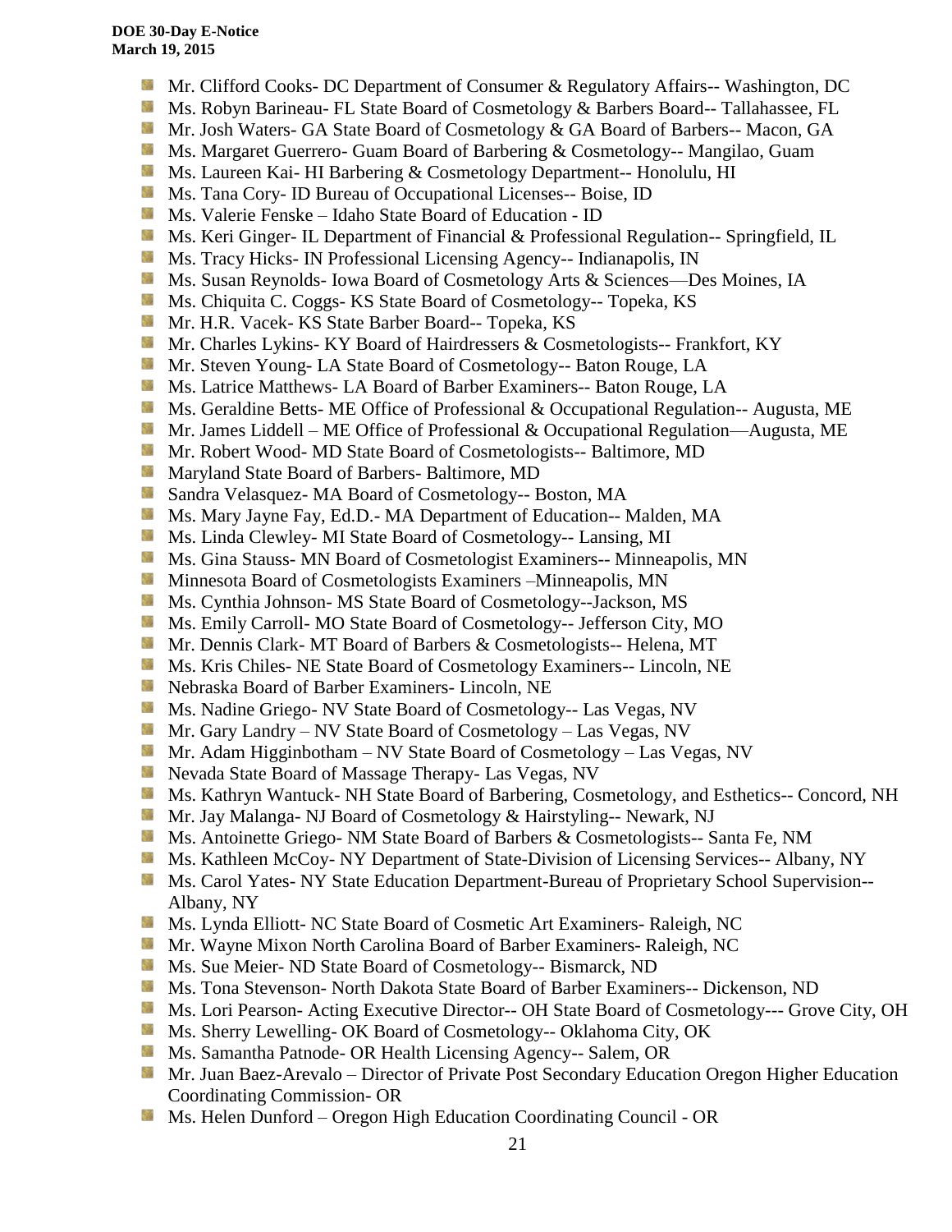- Mr. Clifford Cooks- DC Department of Consumer & Regulatory Affairs-- Washington, DC
- Ms. Robyn Barineau- FL State Board of Cosmetology & Barbers Board-- Tallahassee, FL
- Mr. Josh Waters- GA State Board of Cosmetology & GA Board of Barbers-- Macon, GA
- Ms. Margaret Guerrero- Guam Board of Barbering & Cosmetology-- Mangilao, Guam
- Ms. Laureen Kai- HI Barbering & Cosmetology Department-- Honolulu, HI
- Ms. Tana Cory- ID Bureau of Occupational Licenses-- Boise, ID
- Ms. Valerie Fenske – Idaho State Board of Education - ID
- Ms. Keri Ginger- IL Department of Financial & Professional Regulation-- Springfield, IL
- Ms. Tracy Hicks- IN Professional Licensing Agency-- Indianapolis, IN
- Ms. Susan Reynolds- Iowa Board of Cosmetology Arts & Sciences—Des Moines, IA
- Ms. Chiquita C. Coggs- KS State Board of Cosmetology-- Topeka, KS
- Mr. H.R. Vacek- KS State Barber Board-- Topeka, KS
- Mr. Charles Lykins- KY Board of Hairdressers & Cosmetologists-- Frankfort, KY
- Mr. Steven Young- LA State Board of Cosmetology-- Baton Rouge, LA
- Ms. Latrice Matthews- LA Board of Barber Examiners-- Baton Rouge, LA
- Ms. Geraldine Betts- ME Office of Professional & Occupational Regulation-- Augusta, ME
- Mr. James Liddell – ME Office of Professional & Occupational Regulation—Augusta, ME
- Mr. Robert Wood- MD State Board of Cosmetologists-- Baltimore, MD
- Maryland State Board of Barbers- Baltimore, MD
- Sandra Velasquez- MA Board of Cosmetology-- Boston, MA
- Ms. Mary Jayne Fay, Ed.D.- MA Department of Education-- Malden, MA
- Ms. Linda Clewley- MI State Board of Cosmetology-- Lansing, MI
- Ms. Gina Stauss- MN Board of Cosmetologist Examiners-- Minneapolis, MN
- Minnesota Board of Cosmetologists Examiners –Minneapolis, MN
- Ms. Cynthia Johnson- MS State Board of Cosmetology--Jackson, MS
- Ms. Emily Carroll- MO State Board of Cosmetology-- Jefferson City, MO
- Mr. Dennis Clark- MT Board of Barbers & Cosmetologists-- Helena, MT
- Ms. Kris Chiles- NE State Board of Cosmetology Examiners-- Lincoln, NE
- Nebraska Board of Barber Examiners- Lincoln, NE
- Ms. Nadine Griego- NV State Board of Cosmetology-- Las Vegas, NV
- Mr. Gary Landry – NV State Board of Cosmetology – Las Vegas, NV
- Mr. Adam Higginbotham – NV State Board of Cosmetology – Las Vegas, NV
- Nevada State Board of Massage Therapy- Las Vegas, NV
- Ms. Kathryn Wantuck- NH State Board of Barbering, Cosmetology, and Esthetics-- Concord, NH
- Mr. Jay Malanga- NJ Board of Cosmetology & Hairstyling-- Newark, NJ
- Ms. Antoinette Griego- NM State Board of Barbers & Cosmetologists-- Santa Fe, NM
- Ms. Kathleen McCoy- NY Department of State-Division of Licensing Services-- Albany, NY
- Ms. Carol Yates- NY State Education Department-Bureau of Proprietary School Supervision-- Albany, NY
- Ms. Lynda Elliott- NC State Board of Cosmetic Art Examiners- Raleigh, NC
- Mr. Wayne Mixon North Carolina Board of Barber Examiners- Raleigh, NC
- Ms. Sue Meier- ND State Board of Cosmetology-- Bismarck, ND
- Ms. Tona Stevenson- North Dakota State Board of Barber Examiners-- Dickenson, ND
- Ms. Lori Pearson- Acting Executive Director-- OH State Board of Cosmetology--- Grove City, OH
- Ms. Sherry Lewelling- OK Board of Cosmetology-- Oklahoma City, OK
- Ms. Samantha Patnode- OR Health Licensing Agency-- Salem, OR
- Mr. Juan Baez-Arevalo – Director of Private Post Secondary Education Oregon Higher Education Coordinating Commission- OR
- Ms. Helen Dunford – Oregon High Education Coordinating Council - OR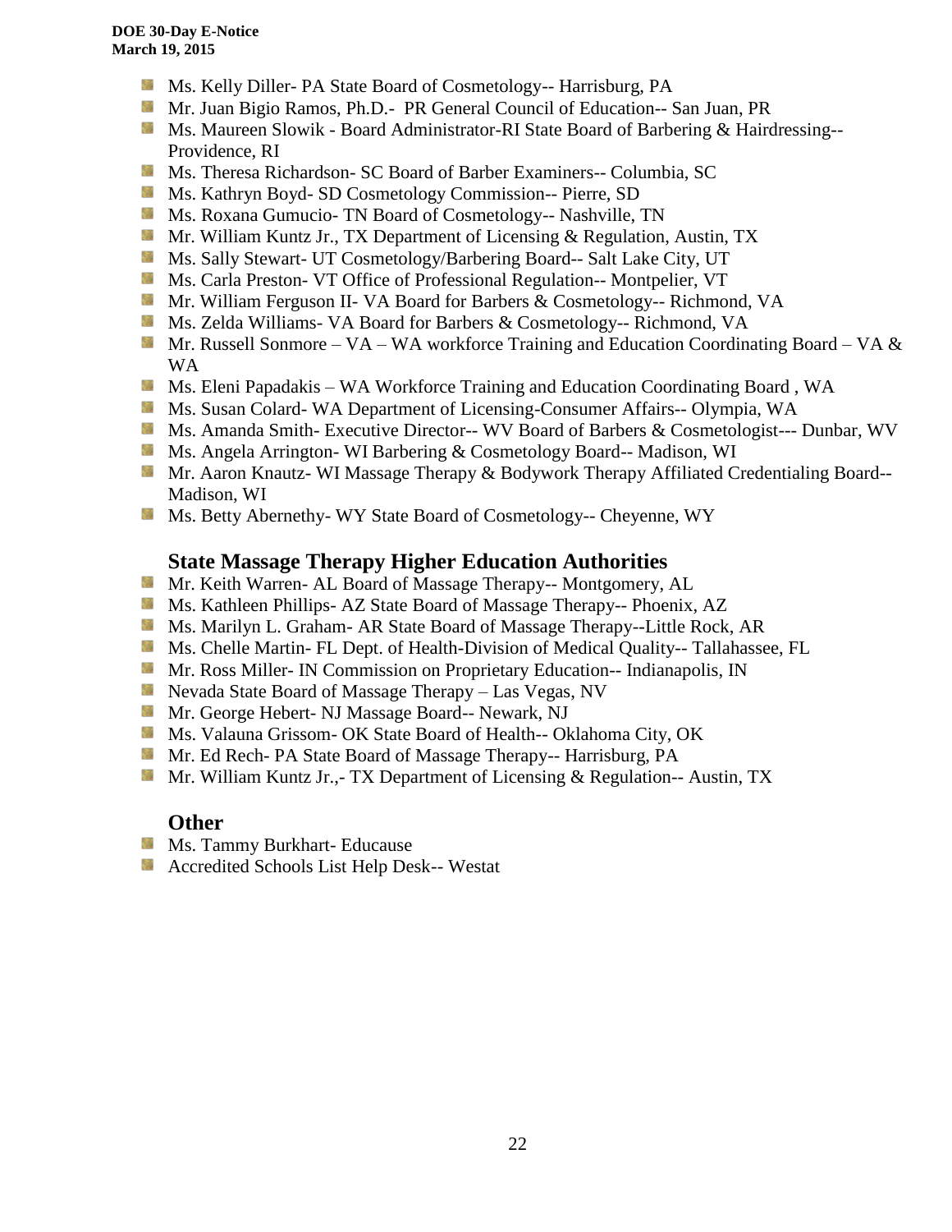- Ms. Kelly Diller- PA State Board of Cosmetology-- Harrisburg, PA
- Mr. Juan Bigio Ramos, Ph.D.- PR General Council of Education-- San Juan, PR
- Ms. Maureen Slowik - Board Administrator-RI State Board of Barbering & Hairdressing-- Providence, RI
- Ms. Theresa Richardson- SC Board of Barber Examiners-- Columbia, SC
- Ms. Kathryn Boyd- SD Cosmetology Commission-- Pierre, SD
- Ms. Roxana Gumucio- TN Board of Cosmetology-- Nashville, TN
- Mr. William Kuntz Jr., TX Department of Licensing & Regulation, Austin, TX
- Ms. Sally Stewart- UT Cosmetology/Barbering Board-- Salt Lake City, UT
- Ms. Carla Preston- VT Office of Professional Regulation-- Montpelier, VT
- Mr. William Ferguson II- VA Board for Barbers & Cosmetology-- Richmond, VA
- Ms. Zelda Williams- VA Board for Barbers & Cosmetology-- Richmond, VA
- Mr. Russell Sonmore – VA – WA workforce Training and Education Coordinating Board – VA & WA
- Ms. Eleni Papadakis – WA Workforce Training and Education Coordinating Board , WA
- Ms. Susan Colard- WA Department of Licensing-Consumer Affairs-- Olympia, WA
- Ms. Amanda Smith- Executive Director-- WV Board of Barbers & Cosmetologist--- Dunbar, WV
- Ms. Angela Arrington- WI Barbering & Cosmetology Board-- Madison, WI
- Mr. Aaron Knautz- WI Massage Therapy & Bodywork Therapy Affiliated Credentialing Board-- Madison, WI
- Ms. Betty Abernethy- WY State Board of Cosmetology-- Cheyenne, WY

## State Massage Therapy Higher Education Authorities

- Mr. Keith Warren- AL Board of Massage Therapy-- Montgomery, AL
- Ms. Kathleen Phillips- AZ State Board of Massage Therapy-- Phoenix, AZ
- Ms. Marilyn L. Graham- AR State Board of Massage Therapy--Little Rock, AR
- Ms. Chelle Martin- FL Dept. of Health-Division of Medical Quality-- Tallahassee, FL
- Mr. Ross Miller- IN Commission on Proprietary Education-- Indianapolis, IN
- Nevada State Board of Massage Therapy – Las Vegas, NV
- Mr. George Hebert- NJ Massage Board-- Newark, NJ
- Ms. Valauna Grissom- OK State Board of Health-- Oklahoma City, OK
- Mr. Ed Rech- PA State Board of Massage Therapy-- Harrisburg, PA
- Mr. William Kuntz Jr.,- TX Department of Licensing & Regulation-- Austin, TX

## Other

- Ms. Tammy Burkhart- Educause
- Accredited Schools List Help Desk-- Westat